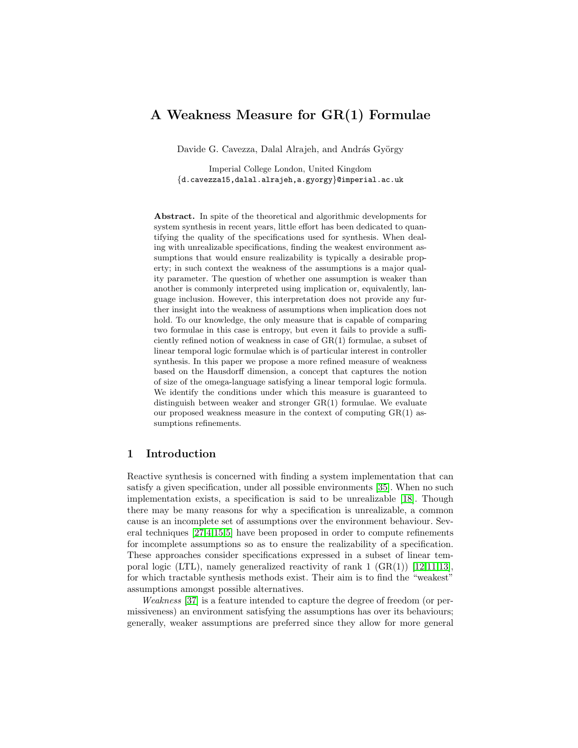# A Weakness Measure for GR(1) Formulae

Davide G. Cavezza, Dalal Alrajeh, and András György

Imperial College London, United Kingdom
{d.cavezza15,dalal.alrajeh,a.gyorgy}@imperial.ac.uk

**Abstract.** In spite of the theoretical and algorithmic developments for system synthesis in recent years, little effort has been dedicated to quantifying the quality of the specifications used for synthesis. When dealing with unrealizable specifications, finding the weakest environment assumptions that would ensure realizability is typically a desirable property; in such context the weakness of the assumptions is a major quality parameter. The question of whether one assumption is weaker than another is commonly interpreted using implication or, equivalently, language inclusion. However, this interpretation does not provide any further insight into the weakness of assumptions when implication does not hold. To our knowledge, the only measure that is capable of comparing two formulae in this case is entropy, but even it fails to provide a sufficiently refined notion of weakness in case of GR(1) formulae, a subset of linear temporal logic formulae which is of particular interest in controller synthesis. In this paper we propose a more refined measure of weakness based on the Hausdorff dimension, a concept that captures the notion of size of the omega-language satisfying a linear temporal logic formula. We identify the conditions under which this measure is guaranteed to distinguish between weaker and stronger GR(1) formulae. We evaluate our proposed weakness measure in the context of computing GR(1) assumptions refinements.

## 1 Introduction

Reactive synthesis is concerned with finding a system implementation that can satisfy a given specification, under all possible environments [35]. When no such implementation exists, a specification is said to be unrealizable [18]. Though there may be many reasons for why a specification is unrealizable, a common cause is an incomplete set of assumptions over the environment behaviour. Several techniques [27,4,15,5] have been proposed in order to compute refinements for incomplete assumptions so as to ensure the realizability of a specification. These approaches consider specifications expressed in a subset of linear temporal logic (LTL), namely generalized reactivity of rank 1 (GR(1)) [12,11,13], for which tractable synthesis methods exist. Their aim is to find the "weakest" assumptions amongst possible alternatives.

*Weakness* [37] is a feature intended to capture the degree of freedom (or permissiveness) an environment satisfying the assumptions has over its behaviours; generally, weaker assumptions are preferred since they allow for more general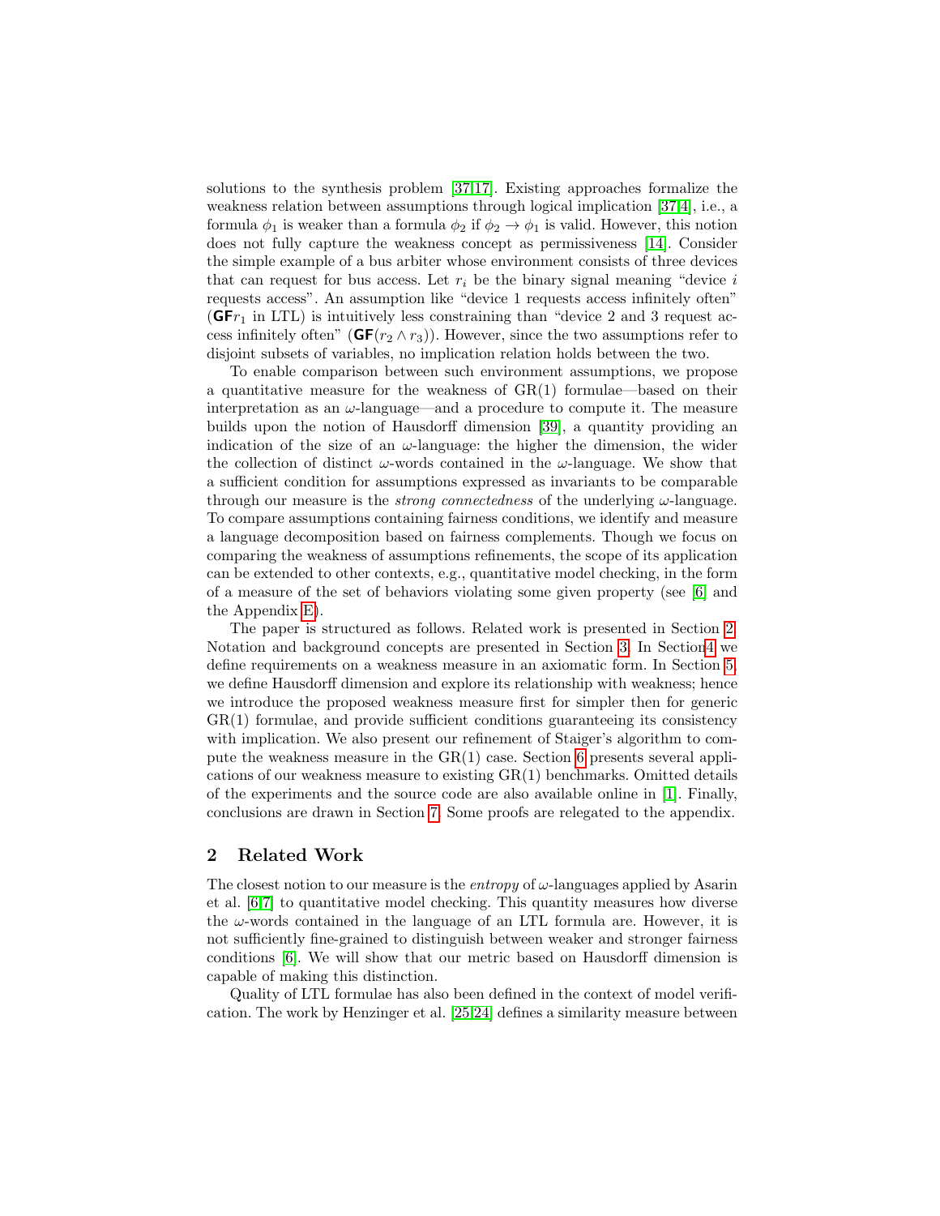solutions to the synthesis problem [37,17]. Existing approaches formalize the weakness relation between assumptions through logical implication [37,4], i.e., a formula $\phi_1$ is weaker than a formula $\phi_2$ if $\phi_2 \rightarrow \phi_1$ is valid. However, this notion does not fully capture the weakness concept as permissiveness [14]. Consider the simple example of a bus arbiter whose environment consists of three devices that can request for bus access. Let $r_i$ be the binary signal meaning "device $i$ requests access". An assumption like "device 1 requests access infinitely often" ($\mathbf{GF}r_1$ in LTL) is intuitively less constraining than "device 2 and 3 request access infinitely often" ($\mathbf{GF}(r_2 \wedge r_3)$). However, since the two assumptions refer to disjoint subsets of variables, no implication relation holds between the two.

To enable comparison between such environment assumptions, we propose a quantitative measure for the weakness of GR(1) formulae—based on their interpretation as an $\omega$-language—and a procedure to compute it. The measure builds upon the notion of Hausdorff dimension [39], a quantity providing an indication of the size of an $\omega$-language: the higher the dimension, the wider the collection of distinct $\omega$-words contained in the $\omega$-language. We show that a sufficient condition for assumptions expressed as invariants to be comparable through our measure is the *strong connectedness* of the underlying $\omega$-language. To compare assumptions containing fairness conditions, we identify and measure a language decomposition based on fairness complements. Though we focus on comparing the weakness of assumptions refinements, the scope of its application can be extended to other contexts, e.g., quantitative model checking, in the form of a measure of the set of behaviors violating some given property (see [6] and the Appendix E).

The paper is structured as follows. Related work is presented in Section 2. Notation and background concepts are presented in Section 3. In Section 4 we define requirements on a weakness measure in an axiomatic form. In Section 5, we define Hausdorff dimension and explore its relationship with weakness; hence we introduce the proposed weakness measure first for simpler then for generic GR(1) formulae, and provide sufficient conditions guaranteeing its consistency with implication. We also present our refinement of Staiger's algorithm to compute the weakness measure in the GR(1) case. Section 6 presents several applications of our weakness measure to existing GR(1) benchmarks. Omitted details of the experiments and the source code are also available online in [1]. Finally, conclusions are drawn in Section 7. Some proofs are relegated to the appendix.

## 2 Related Work

The closest notion to our measure is the *entropy* of $\omega$-languages applied by Asarin et al. [6,7] to quantitative model checking. This quantity measures how diverse the $\omega$-words contained in the language of an LTL formula are. However, it is not sufficiently fine-grained to distinguish between weaker and stronger fairness conditions [6]. We will show that our metric based on Hausdorff dimension is capable of making this distinction.

Quality of LTL formulae has also been defined in the context of model verification. The work by Henzinger et al. [25,24] defines a similarity measure between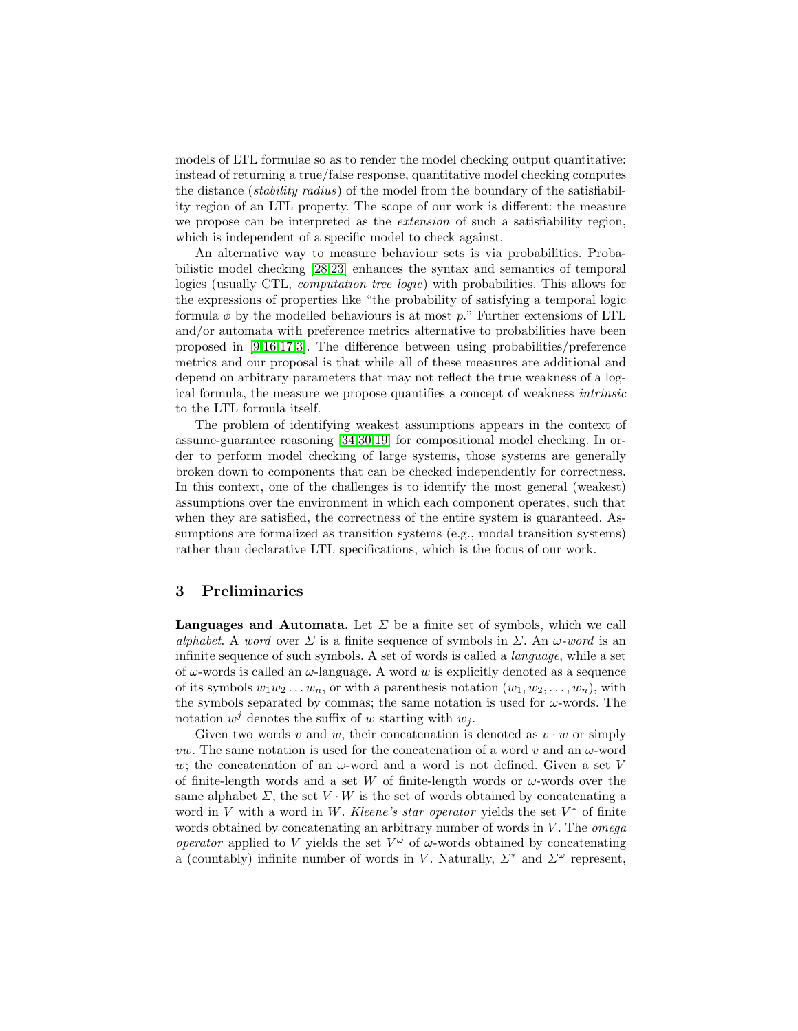models of LTL formulae so as to render the model checking output quantitative: instead of returning a true/false response, quantitative model checking computes the distance (*stability radius*) of the model from the boundary of the satisfiability region of an LTL property. The scope of our work is different: the measure we propose can be interpreted as the *extension* of such a satisfiability region, which is independent of a specific model to check against.

An alternative way to measure behaviour sets is via probabilities. Probabilistic model checking [28,23] enhances the syntax and semantics of temporal logics (usually CTL, *computation tree logic*) with probabilities. This allows for the expressions of properties like "the probability of satisfying a temporal logic formula $\phi$ by the modelled behaviours is at most $p$." Further extensions of LTL and/or automata with preference metrics alternative to probabilities have been proposed in [9,16,17,3]. The difference between using probabilities/preference metrics and our proposal is that while all of these measures are additional and depend on arbitrary parameters that may not reflect the true weakness of a logical formula, the measure we propose quantifies a concept of weakness *intrinsic* to the LTL formula itself.

The problem of identifying weakest assumptions appears in the context of assume-guarantee reasoning [34,30,19] for compositional model checking. In order to perform model checking of large systems, those systems are generally broken down to components that can be checked independently for correctness. In this context, one of the challenges is to identify the most general (weakest) assumptions over the environment in which each component operates, such that when they are satisfied, the correctness of the entire system is guaranteed. Assumptions are formalized as transition systems (e.g., modal transition systems) rather than declarative LTL specifications, which is the focus of our work.

## 3 Preliminaries

**Languages and Automata.** Let $\Sigma$ be a finite set of symbols, which we call *alphabet*. A *word* over $\Sigma$ is a finite sequence of symbols in $\Sigma$. An $\omega$*-word* is an infinite sequence of such symbols. A set of words is called a *language*, while a set of $\omega$-words is called an $\omega$-language. A word $w$ is explicitly denoted as a sequence of its symbols $w_1 w_2 \dots w_n$, or with a parenthesis notation $(w_1, w_2, \dots, w_n)$, with the symbols separated by commas; the same notation is used for $\omega$-words. The notation $w^j$ denotes the suffix of $w$ starting with $w_j$.

Given two words $v$ and $w$, their concatenation is denoted as $v \cdot w$ or simply $vw$. The same notation is used for the concatenation of a word $v$ and an $\omega$-word $w$; the concatenation of an $\omega$-word and a word is not defined. Given a set $V$ of finite-length words and a set $W$ of finite-length words or $\omega$-words over the same alphabet $\Sigma$, the set $V \cdot W$ is the set of words obtained by concatenating a word in $V$ with a word in $W$. *Kleene's star operator* yields the set $V^*$ of finite words obtained by concatenating an arbitrary number of words in $V$. The *omega operator* applied to $V$ yields the set $V^\omega$ of $\omega$-words obtained by concatenating a (countably) infinite number of words in $V$. Naturally, $\Sigma^*$ and $\Sigma^\omega$ represent,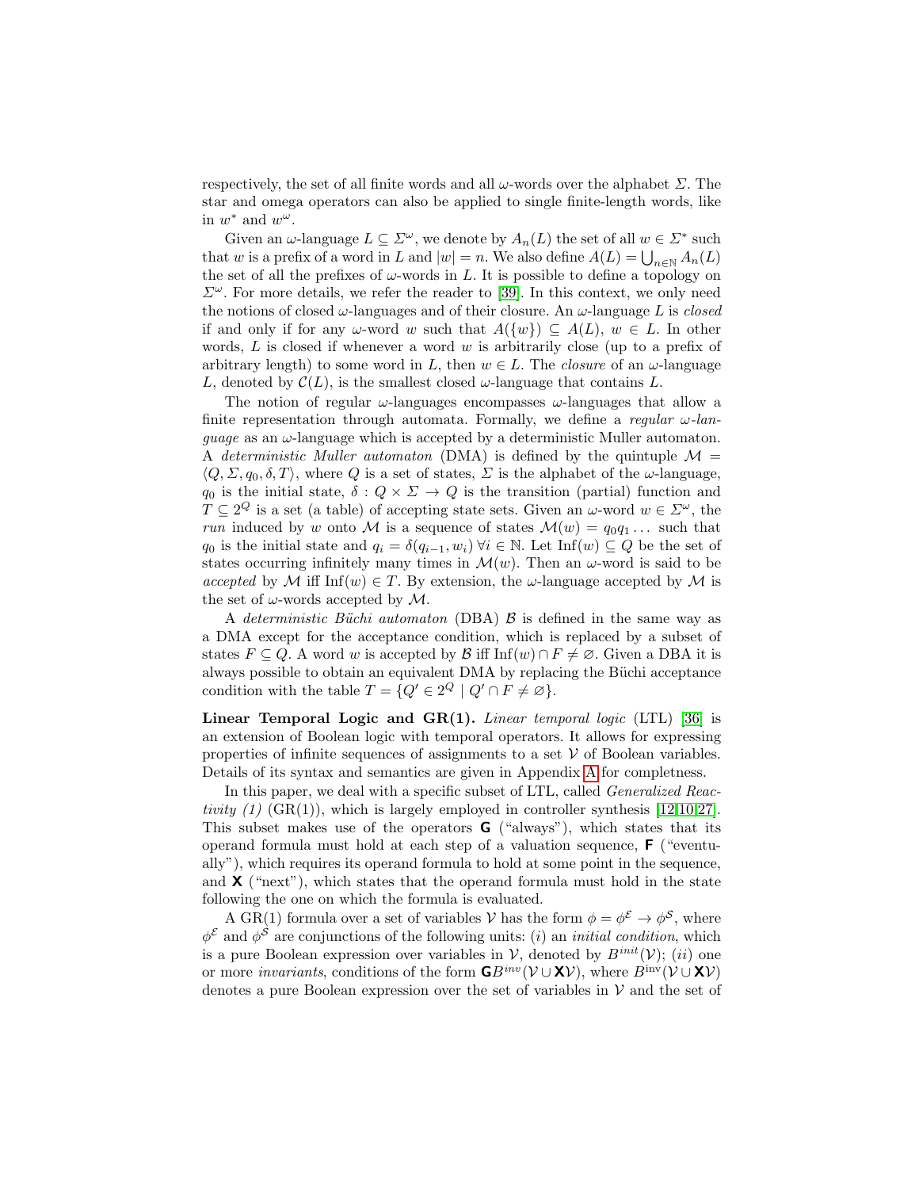respectively, the set of all finite words and all $\omega$-words over the alphabet $\Sigma$. The star and omega operators can also be applied to single finite-length words, like in $w^*$ and $w^\omega$.

Given an $\omega$-language $L \subseteq \Sigma^\omega$, we denote by $A_n(L)$ the set of all $w \in \Sigma^*$ such that $w$ is a prefix of a word in $L$ and $|w| = n$. We also define $A(L) = \bigcup_{n \in \mathbb{N}} A_n(L)$ the set of all the prefixes of $\omega$-words in $L$. It is possible to define a topology on $\Sigma^\omega$. For more details, we refer the reader to [39]. In this context, we only need the notions of closed $\omega$-languages and of their closure. An $\omega$-language $L$ is *closed* if and only if for any $\omega$-word $w$ such that $A(\{w\}) \subseteq A(L)$, $w \in L$. In other words, $L$ is closed if whenever a word $w$ is arbitrarily close (up to a prefix of arbitrary length) to some word in $L$, then $w \in L$. The *closure* of an $\omega$-language $L$, denoted by $\mathcal{C}(L)$, is the smallest closed $\omega$-language that contains $L$.

The notion of regular $\omega$-languages encompasses $\omega$-languages that allow a finite representation through automata. Formally, we define a *regular $\omega$-language* as an $\omega$-language which is accepted by a deterministic Muller automaton. A *deterministic Muller automaton* (DMA) is defined by the quintuple $\mathcal{M} = \langle Q, \Sigma, q_0, \delta, T \rangle$, where $Q$ is a set of states, $\Sigma$ is the alphabet of the $\omega$-language, $q_0$ is the initial state, $\delta : Q \times \Sigma \to Q$ is the transition (partial) function and $T \subseteq 2^Q$ is a set (a table) of accepting state sets. Given an $\omega$-word $w \in \Sigma^\omega$, the *run* induced by $w$ onto $\mathcal{M}$ is a sequence of states $\mathcal{M}(w) = q_0 q_1 \ldots$ such that $q_0$ is the initial state and $q_i = \delta(q_{i-1}, w_i)\ \forall i \in \mathbb{N}$. Let $\mathrm{Inf}(w) \subseteq Q$ be the set of states occurring infinitely many times in $\mathcal{M}(w)$. Then an $\omega$-word is said to be *accepted* by $\mathcal{M}$ iff $\mathrm{Inf}(w) \in T$. By extension, the $\omega$-language accepted by $\mathcal{M}$ is the set of $\omega$-words accepted by $\mathcal{M}$.

A *deterministic Büchi automaton* (DBA) $\mathcal{B}$ is defined in the same way as a DMA except for the acceptance condition, which is replaced by a subset of states $F \subseteq Q$. A word $w$ is accepted by $\mathcal{B}$ iff $\mathrm{Inf}(w) \cap F \neq \varnothing$. Given a DBA it is always possible to obtain an equivalent DMA by replacing the Büchi acceptance condition with the table $T = \{Q' \in 2^Q \mid Q' \cap F \neq \varnothing\}$.

**Linear Temporal Logic and GR(1).** *Linear temporal logic* (LTL) [36] is an extension of Boolean logic with temporal operators. It allows for expressing properties of infinite sequences of assignments to a set $\mathcal{V}$ of Boolean variables. Details of its syntax and semantics are given in Appendix A for completeness.

In this paper, we deal with a specific subset of LTL, called *Generalized Reactivity (1)* (GR(1)), which is largely employed in controller synthesis [12,10,27]. This subset makes use of the operators $\mathbf{G}$ ("always"), which states that its operand formula must hold at each step of a valuation sequence, $\mathbf{F}$ ("eventually"), which requires its operand formula to hold at some point in the sequence, and $\mathbf{X}$ ("next"), which states that the operand formula must hold in the state following the one on which the formula is evaluated.

A GR(1) formula over a set of variables $\mathcal{V}$ has the form $\phi = \phi^\mathcal{E} \to \phi^\mathcal{S}$, where $\phi^\mathcal{E}$ and $\phi^\mathcal{S}$ are conjunctions of the following units: $(i)$ an *initial condition*, which is a pure Boolean expression over variables in $\mathcal{V}$, denoted by $B^{init}(\mathcal{V})$; $(ii)$ one or more *invariants*, conditions of the form $\mathbf{G}B^{inv}(\mathcal{V} \cup \mathbf{X}\mathcal{V})$, where $B^{\mathrm{inv}}(\mathcal{V} \cup \mathbf{X}\mathcal{V})$ denotes a pure Boolean expression over the set of variables in $\mathcal{V}$ and the set of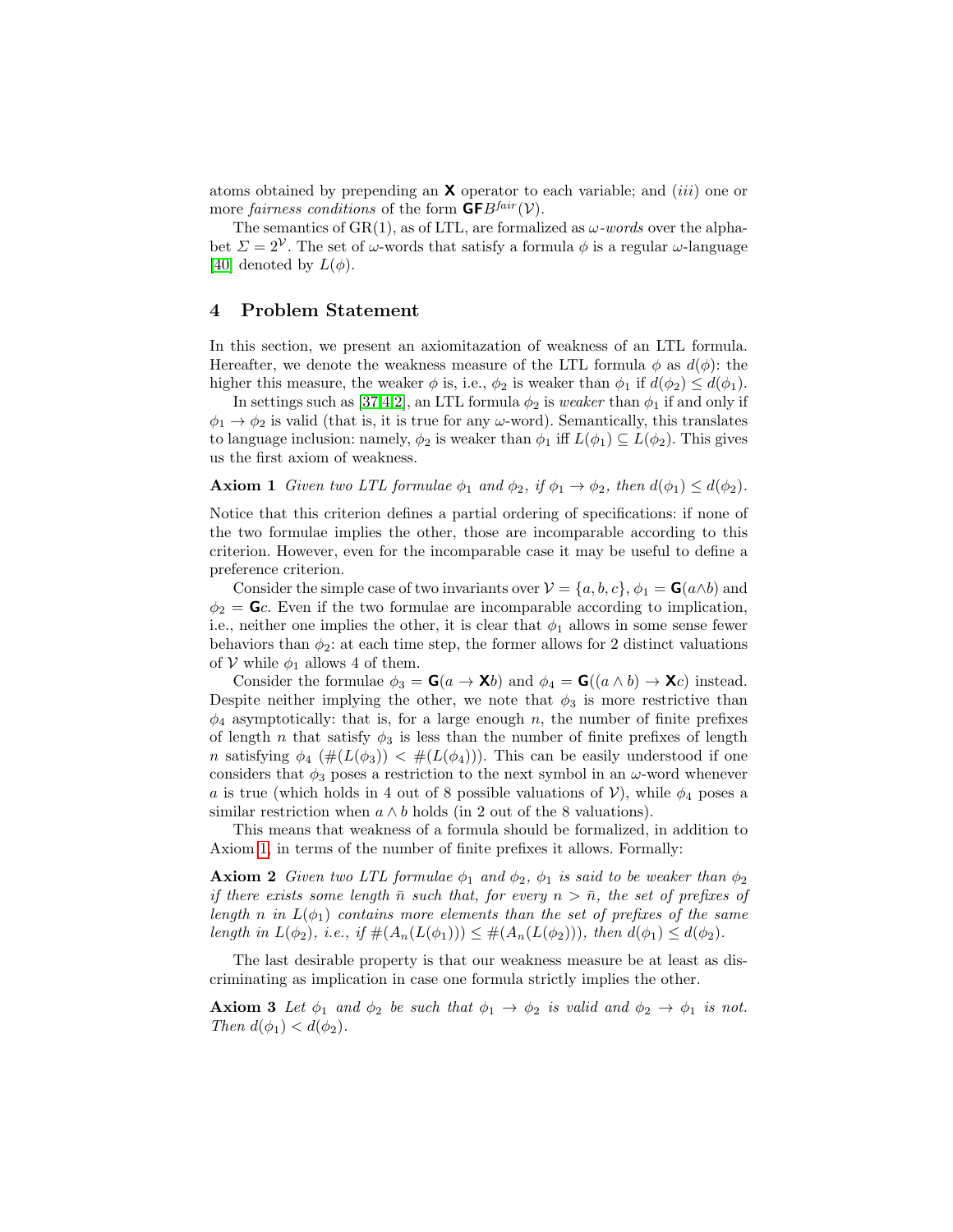atoms obtained by prepending an $\mathbf{X}$ operator to each variable; and $(iii)$ one or more *fairness conditions* of the form $\mathbf{GF}B^{fair}(\mathcal{V})$.

The semantics of GR(1), as of LTL, are formalized as $\omega$-*words* over the alphabet $\Sigma = 2^{\mathcal{V}}$. The set of $\omega$-words that satisfy a formula $\phi$ is a regular $\omega$-language [40] denoted by $L(\phi)$.

## 4 Problem Statement

In this section, we present an axiomitazation of weakness of an LTL formula. Hereafter, we denote the weakness measure of the LTL formula $\phi$ as $d(\phi)$: the higher this measure, the weaker $\phi$ is, i.e., $\phi_2$ is weaker than $\phi_1$ if $d(\phi_2) \leq d(\phi_1)$.

In settings such as [37,4,2], an LTL formula $\phi_2$ is *weaker* than $\phi_1$ if and only if $\phi_1 \to \phi_2$ is valid (that is, it is true for any $\omega$-word). Semantically, this translates to language inclusion: namely, $\phi_2$ is weaker than $\phi_1$ iff $L(\phi_1) \subseteq L(\phi_2)$. This gives us the first axiom of weakness.

**Axiom 1** *Given two LTL formulae $\phi_1$ and $\phi_2$, if $\phi_1 \to \phi_2$, then $d(\phi_1) \leq d(\phi_2)$.*

Notice that this criterion defines a partial ordering of specifications: if none of the two formulae implies the other, those are incomparable according to this criterion. However, even for the incomparable case it may be useful to define a preference criterion.

Consider the simple case of two invariants over $\mathcal{V} = \{a, b, c\}$, $\phi_1 = \mathbf{G}(a \wedge b)$ and $\phi_2 = \mathbf{G}c$. Even if the two formulae are incomparable according to implication, i.e., neither one implies the other, it is clear that $\phi_1$ allows in some sense fewer behaviors than $\phi_2$: at each time step, the former allows for 2 distinct valuations of $\mathcal{V}$ while $\phi_1$ allows 4 of them.

Consider the formulae $\phi_3 = \mathbf{G}(a \to \mathbf{X}b)$ and $\phi_4 = \mathbf{G}((a \wedge b) \to \mathbf{X}c)$ instead. Despite neither implying the other, we note that $\phi_3$ is more restrictive than $\phi_4$ asymptotically: that is, for a large enough $n$, the number of finite prefixes of length $n$ that satisfy $\phi_3$ is less than the number of finite prefixes of length $n$ satisfying $\phi_4$ ($\#(L(\phi_3)) < \#(L(\phi_4))$). This can be easily understood if one considers that $\phi_3$ poses a restriction to the next symbol in an $\omega$-word whenever $a$ is true (which holds in 4 out of 8 possible valuations of $\mathcal{V}$), while $\phi_4$ poses a similar restriction when $a \wedge b$ holds (in 2 out of the 8 valuations).

This means that weakness of a formula should be formalized, in addition to Axiom 1, in terms of the number of finite prefixes it allows. Formally:

**Axiom 2** *Given two LTL formulae $\phi_1$ and $\phi_2$, $\phi_1$ is said to be weaker than $\phi_2$ if there exists some length $\bar{n}$ such that, for every $n > \bar{n}$, the set of prefixes of length $n$ in $L(\phi_1)$ contains more elements than the set of prefixes of the same length in $L(\phi_2)$, i.e., if $\#(A_n(L(\phi_1))) \leq \#(A_n(L(\phi_2)))$, then $d(\phi_1) \leq d(\phi_2)$.*

The last desirable property is that our weakness measure be at least as discriminating as implication in case one formula strictly implies the other.

**Axiom 3** *Let $\phi_1$ and $\phi_2$ be such that $\phi_1 \to \phi_2$ is valid and $\phi_2 \to \phi_1$ is not. Then $d(\phi_1) < d(\phi_2)$.*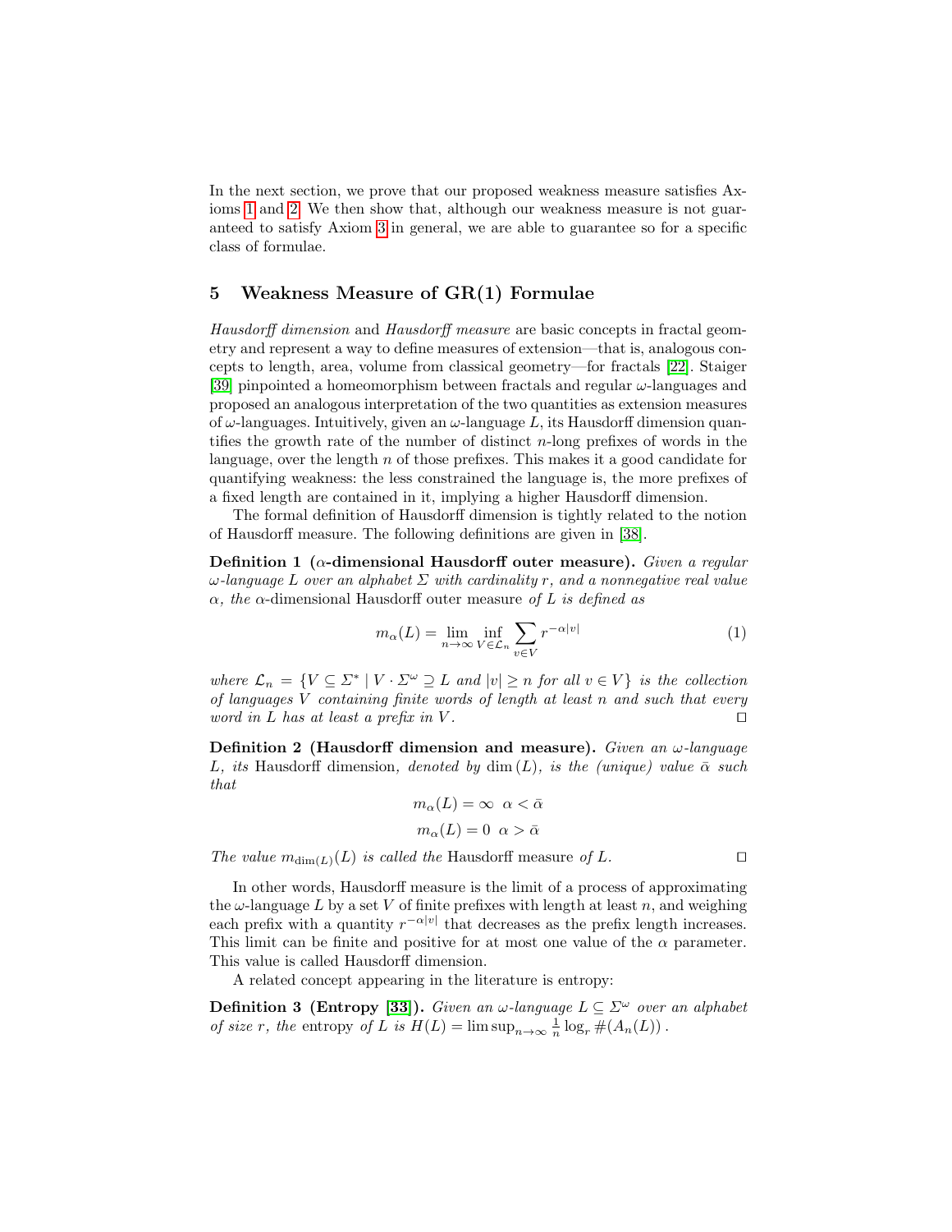In the next section, we prove that our proposed weakness measure satisfies Axioms 1 and 2. We then show that, although our weakness measure is not guaranteed to satisfy Axiom 3 in general, we are able to guarantee so for a specific class of formulae.

## 5 Weakness Measure of GR(1) Formulae

*Hausdorff dimension* and *Hausdorff measure* are basic concepts in fractal geometry and represent a way to define measures of extension—that is, analogous concepts to length, area, volume from classical geometry—for fractals [22]. Staiger [39] pinpointed a homeomorphism between fractals and regular $\omega$-languages and proposed an analogous interpretation of the two quantities as extension measures of $\omega$-languages. Intuitively, given an $\omega$-language $L$, its Hausdorff dimension quantifies the growth rate of the number of distinct $n$-long prefixes of words in the language, over the length $n$ of those prefixes. This makes it a good candidate for quantifying weakness: the less constrained the language is, the more prefixes of a fixed length are contained in it, implying a higher Hausdorff dimension.

The formal definition of Hausdorff dimension is tightly related to the notion of Hausdorff measure. The following definitions are given in [38].

**Definition 1 ($\alpha$-dimensional Hausdorff outer measure).** *Given a regular $\omega$-language $L$ over an alphabet $\Sigma$ with cardinality $r$, and a nonnegative real value $\alpha$, the* $\alpha$-dimensional Hausdorff outer measure *of $L$ is defined as*

$$m_\alpha(L) = \lim_{n\to\infty} \inf_{V\in\mathcal{L}_n} \sum_{v\in V} r^{-\alpha|v|} \tag{1}$$

*where $\mathcal{L}_n = \{V \subseteq \Sigma^* \mid V \cdot \Sigma^\omega \supseteq L \text{ and } |v| \geq n \text{ for all } v \in V\}$ is the collection of languages $V$ containing finite words of length at least $n$ and such that every word in $L$ has at least a prefix in $V$.* □

**Definition 2 (Hausdorff dimension and measure).** *Given an $\omega$-language $L$, its* Hausdorff dimension*, denoted by $\dim(L)$, is the (unique) value $\bar{\alpha}$ such that*

$$m_\alpha(L) = \infty \quad \alpha < \bar{\alpha}$$

$$m_\alpha(L) = 0 \quad \alpha > \bar{\alpha}$$

*The value $m_{\dim(L)}(L)$ is called the* Hausdorff measure *of $L$.* □

In other words, Hausdorff measure is the limit of a process of approximating the $\omega$-language $L$ by a set $V$ of finite prefixes with length at least $n$, and weighing each prefix with a quantity $r^{-\alpha|v|}$ that decreases as the prefix length increases. This limit can be finite and positive for at most one value of the $\alpha$ parameter. This value is called Hausdorff dimension.

A related concept appearing in the literature is entropy:

**Definition 3 (Entropy [33]).** *Given an $\omega$-language $L \subseteq \Sigma^\omega$ over an alphabet of size $r$, the* entropy *of $L$ is $H(L) = \limsup_{n\to\infty} \frac{1}{n} \log_r \#(A_n(L))$.*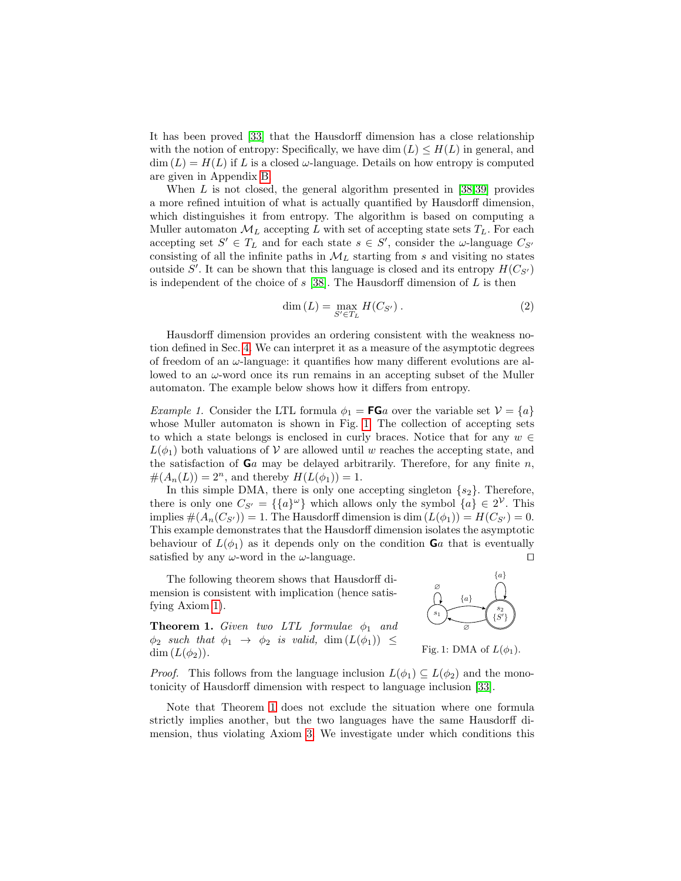It has been proved [33] that the Hausdorff dimension has a close relationship with the notion of entropy: Specifically, we have $\dim(L) \leq H(L)$ in general, and $\dim(L) = H(L)$ if $L$ is a closed $\omega$-language. Details on how entropy is computed are given in Appendix B.

When $L$ is not closed, the general algorithm presented in [38,39] provides a more refined intuition of what is actually quantified by Hausdorff dimension, which distinguishes it from entropy. The algorithm is based on computing a Muller automaton $\mathcal{M}_L$ accepting $L$ with set of accepting state sets $T_L$. For each accepting set $S' \in T_L$ and for each state $s \in S'$, consider the $\omega$-language $C_{S'}$ consisting of all the infinite paths in $\mathcal{M}_L$ starting from $s$ and visiting no states outside $S'$. It can be shown that this language is closed and its entropy $H(C_{S'})$ is independent of the choice of $s$ [38]. The Hausdorff dimension of $L$ is then

$$\dim(L) = \max_{S' \in T_L} H(C_{S'})\,. \tag{2}$$

Hausdorff dimension provides an ordering consistent with the weakness notion defined in Sec. 4. We can interpret it as a measure of the asymptotic degrees of freedom of an $\omega$-language: it quantifies how many different evolutions are allowed to an $\omega$-word once its run remains in an accepting subset of the Muller automaton. The example below shows how it differs from entropy.

*Example 1.* Consider the LTL formula $\phi_1 = \mathbf{FG}a$ over the variable set $\mathcal{V} = \{a\}$ whose Muller automaton is shown in Fig. 1. The collection of accepting sets to which a state belongs is enclosed in curly braces. Notice that for any $w \in L(\phi_1)$ both valuations of $\mathcal{V}$ are allowed until $w$ reaches the accepting state, and the satisfaction of $\mathbf{G}a$ may be delayed arbitrarily. Therefore, for any finite $n$, $\#(A_n(L)) = 2^n$, and thereby $H(L(\phi_1)) = 1$.

In this simple DMA, there is only one accepting singleton $\{s_2\}$. Therefore, there is only one $C_{S'} = \{\{a\}^\omega\}$ which allows only the symbol $\{a\} \in 2^{\mathcal{V}}$. This implies $\#(A_n(C_{S'})) = 1$. The Hausdorff dimension is $\dim(L(\phi_1)) = H(C_{S'}) = 0$. This example demonstrates that the Hausdorff dimension isolates the asymptotic behaviour of $L(\phi_1)$ as it depends only on the condition $\mathbf{G}a$ that is eventually satisfied by any $\omega$-word in the $\omega$-language. ◻

The following theorem shows that Hausdorff dimension is consistent with implication (hence satisfying Axiom 1).

**Theorem 1.** *Given two LTL formulae $\phi_1$ and $\phi_2$ such that $\phi_1 \to \phi_2$ is valid, $\dim(L(\phi_1)) \leq \dim(L(\phi_2))$.*

Fig. 1: DMA of $L(\phi_1)$.

*Proof.* This follows from the language inclusion $L(\phi_1) \subseteq L(\phi_2)$ and the monotonicity of Hausdorff dimension with respect to language inclusion [33].

Note that Theorem 1 does not exclude the situation where one formula strictly implies another, but the two languages have the same Hausdorff dimension, thus violating Axiom 3. We investigate under which conditions this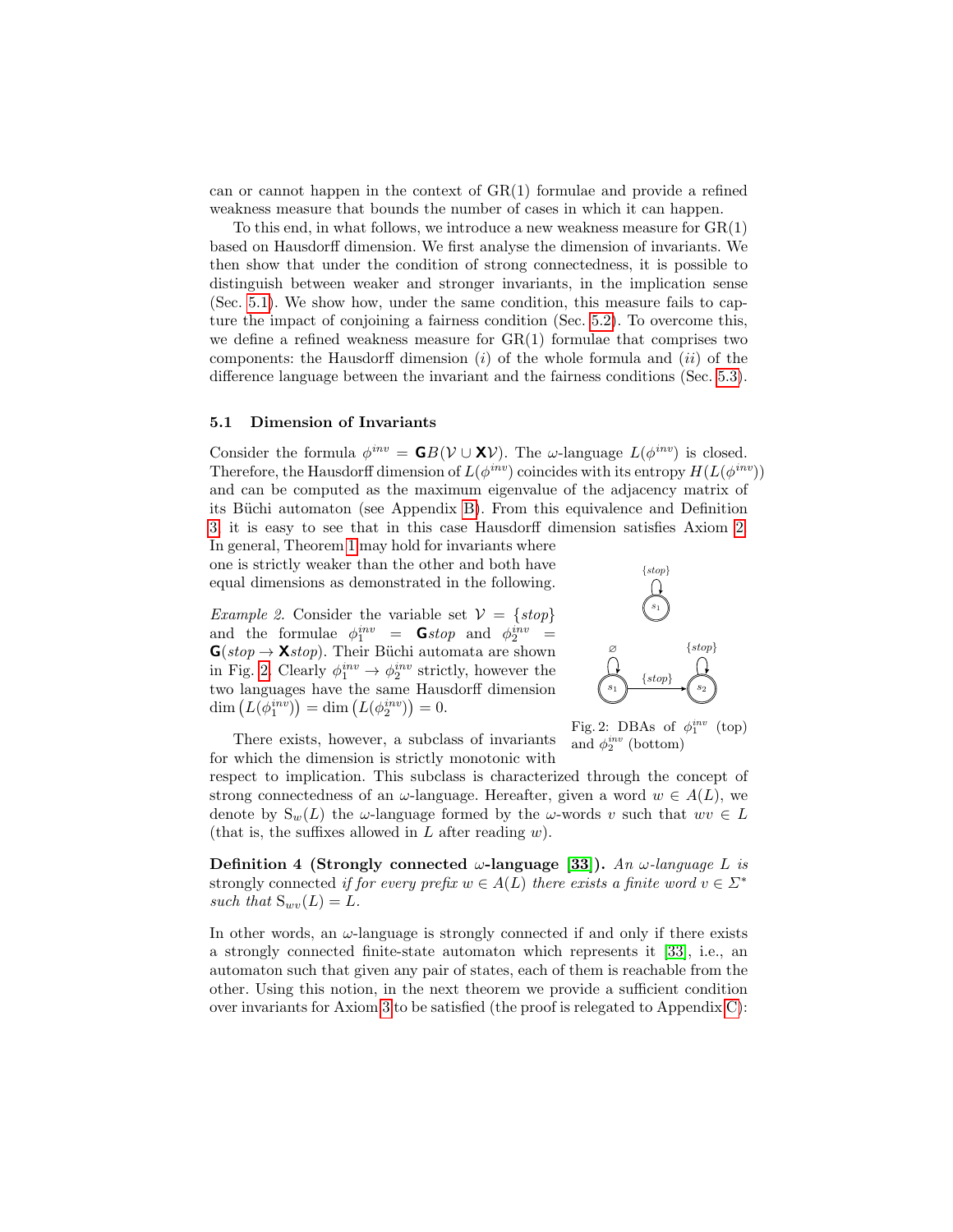can or cannot happen in the context of GR(1) formulae and provide a refined weakness measure that bounds the number of cases in which it can happen.

To this end, in what follows, we introduce a new weakness measure for GR(1) based on Hausdorff dimension. We first analyse the dimension of invariants. We then show that under the condition of strong connectedness, it is possible to distinguish between weaker and stronger invariants, in the implication sense (Sec. 5.1). We show how, under the same condition, this measure fails to capture the impact of conjoining a fairness condition (Sec. 5.2). To overcome this, we define a refined weakness measure for GR(1) formulae that comprises two components: the Hausdorff dimension (*i*) of the whole formula and (*ii*) of the difference language between the invariant and the fairness conditions (Sec. 5.3).

### 5.1 Dimension of Invariants

Consider the formula $\phi^{inv} = \mathbf{G}B(\mathcal{V} \cup \mathbf{X}\mathcal{V})$. The $\omega$-language $L(\phi^{inv})$ is closed. Therefore, the Hausdorff dimension of $L(\phi^{inv})$ coincides with its entropy $H(L(\phi^{inv}))$ and can be computed as the maximum eigenvalue of the adjacency matrix of its Büchi automaton (see Appendix B). From this equivalence and Definition 3, it is easy to see that in this case Hausdorff dimension satisfies Axiom 2. In general, Theorem 1 may hold for invariants where one is strictly weaker than the other and both have equal dimensions as demonstrated in the following.

*Example 2.* Consider the variable set $\mathcal{V} = \{stop\}$ and the formulae $\phi_1^{inv} = \mathbf{G}stop$ and $\phi_2^{inv} = \mathbf{G}(stop \rightarrow \mathbf{X}stop)$. Their Büchi automata are shown in Fig. 2. Clearly $\phi_1^{inv} \rightarrow \phi_2^{inv}$ strictly, however the two languages have the same Hausdorff dimension $\dim\left(L(\phi_1^{inv})\right) = \dim\left(L(\phi_2^{inv})\right) = 0$.

Fig. 2: DBAs of $\phi_1^{inv}$ (top) and $\phi_2^{inv}$ (bottom)

There exists, however, a subclass of invariants for which the dimension is strictly monotonic with respect to implication. This subclass is characterized through the concept of strong connectedness of an $\omega$-language. Hereafter, given a word $w \in A(L)$, we denote by $\mathrm{S}_w(L)$ the $\omega$-language formed by the $\omega$-words $v$ such that $wv \in L$ (that is, the suffixes allowed in $L$ after reading $w$).

**Definition 4 (Strongly connected $\omega$-language [33]).** *An $\omega$-language $L$ is* strongly connected *if for every prefix $w \in A(L)$ there exists a finite word $v \in \Sigma^*$ such that $\mathrm{S}_{wv}(L) = L$.*

In other words, an $\omega$-language is strongly connected if and only if there exists a strongly connected finite-state automaton which represents it [33], i.e., an automaton such that given any pair of states, each of them is reachable from the other. Using this notion, in the next theorem we provide a sufficient condition over invariants for Axiom 3 to be satisfied (the proof is relegated to Appendix C):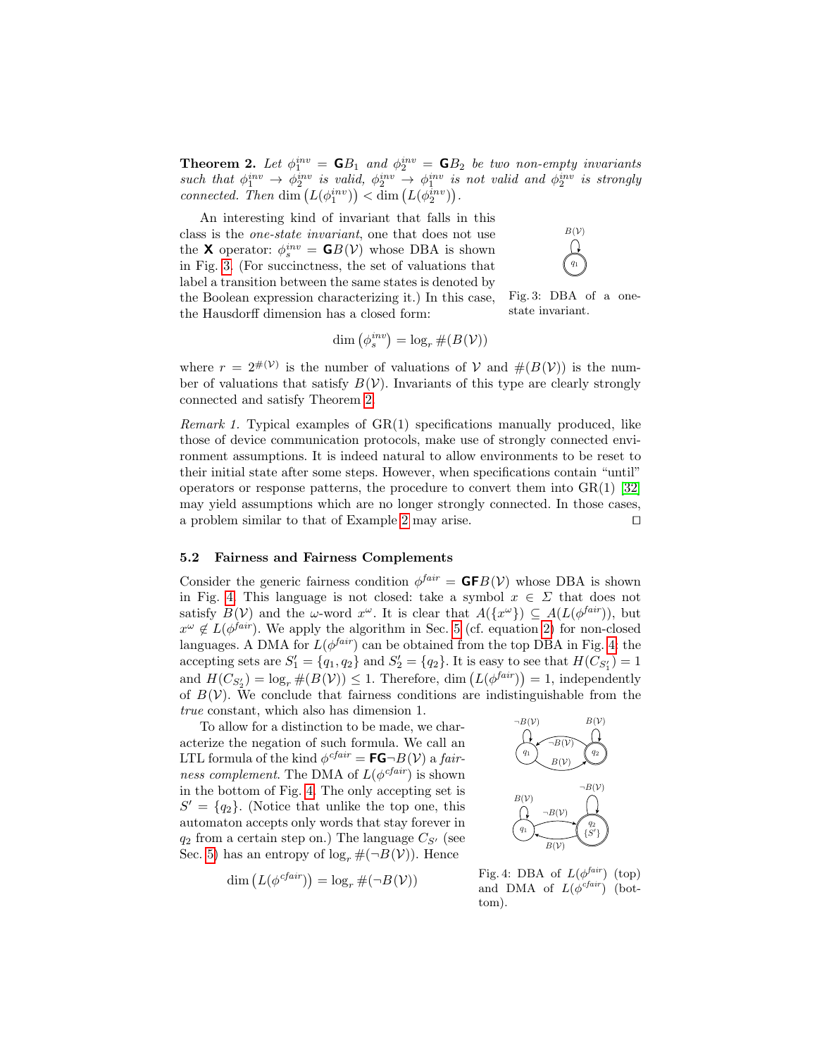**Theorem 2.** *Let $\phi_1^{inv} = \mathbf{G}B_1$ and $\phi_2^{inv} = \mathbf{G}B_2$ be two non-empty invariants such that $\phi_1^{inv} \rightarrow \phi_2^{inv}$ is valid, $\phi_2^{inv} \rightarrow \phi_1^{inv}$ is not valid and $\phi_2^{inv}$ is strongly connected. Then $\dim\left(L(\phi_1^{inv})\right) < \dim\left(L(\phi_2^{inv})\right)$.*

An interesting kind of invariant that falls in this class is the *one-state invariant*, one that does not use the $\mathbf{X}$ operator: $\phi_s^{inv} = \mathbf{G}B(\mathcal{V})$ whose DBA is shown in Fig. 3. (For succinctness, the set of valuations that label a transition between the same states is denoted by the Boolean expression characterizing it.) In this case, the Hausdorff dimension has a closed form:

Fig. 3: DBA of a one-state invariant.

$$\dim\left(\phi_s^{inv}\right) = \log_r \#(B(\mathcal{V}))$$

where $r = 2^{\#(\mathcal{V})}$ is the number of valuations of $\mathcal{V}$ and $\#(B(\mathcal{V}))$ is the number of valuations that satisfy $B(\mathcal{V})$. Invariants of this type are clearly strongly connected and satisfy Theorem 2.

*Remark 1.* Typical examples of GR(1) specifications manually produced, like those of device communication protocols, make use of strongly connected environment assumptions. It is indeed natural to allow environments to be reset to their initial state after some steps. However, when specifications contain "until" operators or response patterns, the procedure to convert them into GR(1) [32] may yield assumptions which are no longer strongly connected. In those cases, a problem similar to that of Example 2 may arise. □

### 5.2 Fairness and Fairness Complements

Consider the generic fairness condition $\phi^{fair} = \mathbf{GF}B(\mathcal{V})$ whose DBA is shown in Fig. 4. This language is not closed: take a symbol $x \in \Sigma$ that does not satisfy $B(\mathcal{V})$ and the $\omega$-word $x^\omega$. It is clear that $A(\{x^\omega\}) \subseteq A(L(\phi^{fair}))$, but $x^\omega \notin L(\phi^{fair})$. We apply the algorithm in Sec. 5 (cf. equation 2) for non-closed languages. A DMA for $L(\phi^{fair})$ can be obtained from the top DBA in Fig. 4: the accepting sets are $S'_1 = \{q_1, q_2\}$ and $S'_2 = \{q_2\}$. It is easy to see that $H(C_{S'_1}) = 1$ and $H(C_{S'_2}) = \log_r \#(B(\mathcal{V})) \leq 1$. Therefore, $\dim\left(L(\phi^{fair})\right) = 1$, independently of $B(\mathcal{V})$. We conclude that fairness conditions are indistinguishable from the *true* constant, which also has dimension 1.

To allow for a distinction to be made, we characterize the negation of such formula. We call an LTL formula of the kind $\phi^{cfair} = \mathbf{FG}\neg B(\mathcal{V})$ a *fairness complement*. The DMA of $L(\phi^{cfair})$ is shown in the bottom of Fig. 4. The only accepting set is $S' = \{q_2\}$. (Notice that unlike the top one, this automaton accepts only words that stay forever in $q_2$ from a certain step on.) The language $C_{S'}$ (see Sec. 5) has an entropy of $\log_r \#(\neg B(\mathcal{V}))$. Hence

$$\dim\left(L(\phi^{cfair})\right) = \log_r \#(\neg B(\mathcal{V}))$$

Fig. 4: DBA of $L(\phi^{fair})$ (top) and DMA of $L(\phi^{cfair})$ (bottom).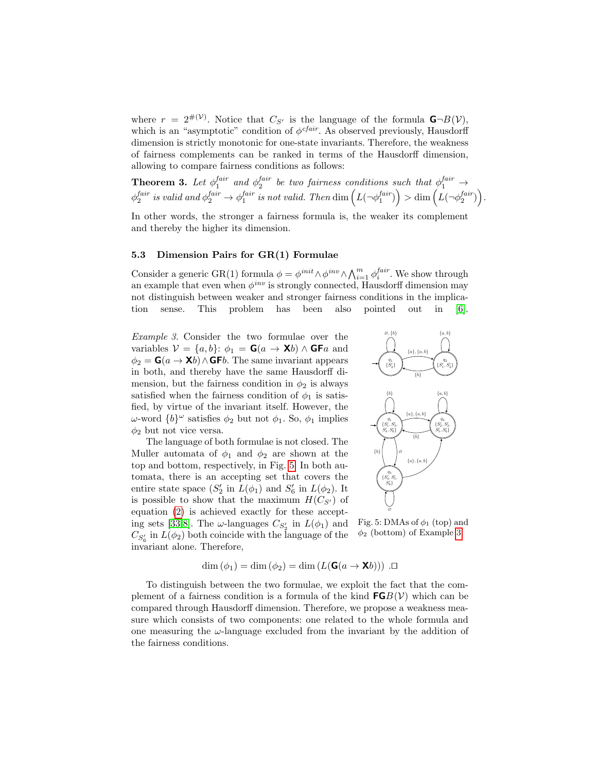where $r = 2^{\#(\mathcal{V})}$. Notice that $C_{S'}$ is the language of the formula $\mathbf{G}\neg B(\mathcal{V})$, which is an "asymptotic" condition of $\phi^{cfair}$. As observed previously, Hausdorff dimension is strictly monotonic for one-state invariants. Therefore, the weakness of fairness complements can be ranked in terms of the Hausdorff dimension, allowing to compare fairness conditions as follows:

**Theorem 3.** *Let $\phi_1^{fair}$ and $\phi_2^{fair}$ be two fairness conditions such that $\phi_1^{fair} \rightarrow \phi_2^{fair}$ is valid and $\phi_2^{fair} \rightarrow \phi_1^{fair}$ is not valid. Then* $\dim\left(L(\neg\phi_1^{fair})\right) > \dim\left(L(\neg\phi_2^{fair})\right)$.

In other words, the stronger a fairness formula is, the weaker its complement and thereby the higher its dimension.

### 5.3 Dimension Pairs for GR(1) Formulae

Consider a generic GR(1) formula $\phi = \phi^{init} \wedge \phi^{inv} \wedge \bigwedge_{i=1}^{m} \phi_i^{fair}$. We show through an example that even when $\phi^{inv}$ is strongly connected, Hausdorff dimension may not distinguish between weaker and stronger fairness conditions in the implication sense. This problem has been also pointed out in [6].

*Example 3.* Consider the two formulae over the variables $\mathcal{V} = \{a, b\}$: $\phi_1 = \mathbf{G}(a \rightarrow \mathbf{X}b) \wedge \mathbf{GF}a$ and $\phi_2 = \mathbf{G}(a \rightarrow \mathbf{X}b) \wedge \mathbf{GF}b$. The same invariant appears in both, and thereby have the same Hausdorff dimension, but the fairness condition in $\phi_2$ is always satisfied when the fairness condition of $\phi_1$ is satisfied, by virtue of the invariant itself. However, the $\omega$-word $\{b\}^\omega$ satisfies $\phi_2$ but not $\phi_1$. So, $\phi_1$ implies $\phi_2$ but not vice versa.

The language of both formulae is not closed. The Muller automata of $\phi_1$ and $\phi_2$ are shown at the top and bottom, respectively, in Fig. 5. In both automata, there is an accepting set that covers the entire state space ($S_2'$ in $L(\phi_1)$ and $S_6'$ in $L(\phi_2)$. It is possible to show that the maximum $H(C_{S'})$ of equation (2) is achieved exactly for these accepting sets [33,8]. The $\omega$-languages $C_{S_2'}$ in $L(\phi_1)$ and $C_{S_6'}$ in $L(\phi_2)$ both coincide with the language of the invariant alone. Therefore,

$$\dim(\phi_1) = \dim(\phi_2) = \dim\left(L(\mathbf{G}(a \rightarrow \mathbf{X}b))\right) \ .\square$$

Fig. 5: DMAs of $\phi_1$ (top) and $\phi_2$ (bottom) of Example 3

To distinguish between the two formulae, we exploit the fact that the complement of a fairness condition is a formula of the kind $\mathbf{FG}B(\mathcal{V})$ which can be compared through Hausdorff dimension. Therefore, we propose a weakness measure which consists of two components: one related to the whole formula and one measuring the $\omega$-language excluded from the invariant by the addition of the fairness conditions.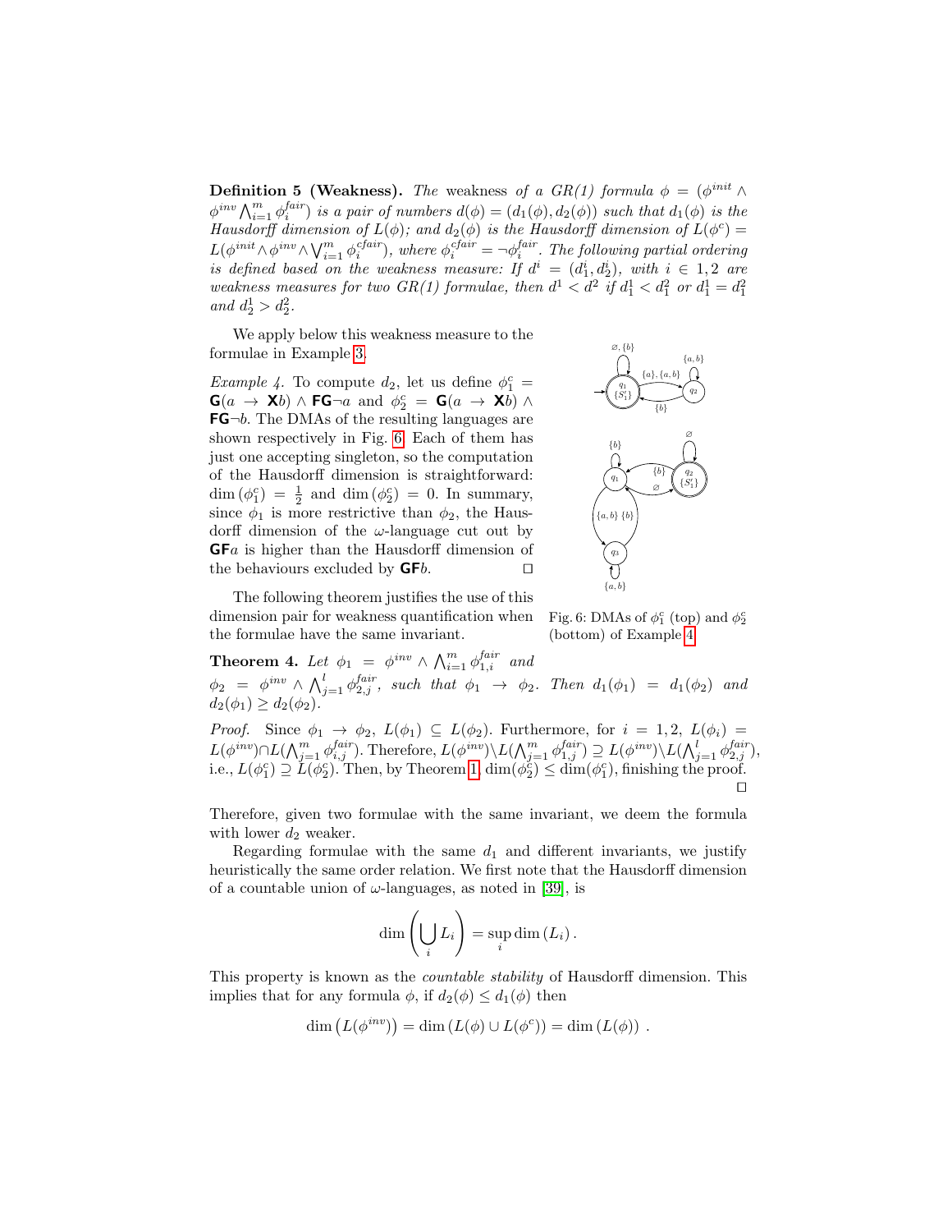**Definition 5 (Weakness).** *The* weakness *of a GR(1) formula $\phi = (\phi^{init} \wedge \phi^{inv} \bigwedge_{i=1}^{m} \phi_i^{fair})$ is a pair of numbers $d(\phi) = (d_1(\phi), d_2(\phi))$ such that $d_1(\phi)$ is the Hausdorff dimension of $L(\phi)$; and $d_2(\phi)$ is the Hausdorff dimension of $L(\phi^c) = L(\phi^{init} \wedge \phi^{inv} \wedge \bigvee_{i=1}^{m} \phi_i^{cfair})$, where $\phi_i^{cfair} = \neg\phi_i^{fair}$. The following partial ordering is defined based on the weakness measure: If $d^i = (d_1^i, d_2^i)$, with $i \in 1, 2$ are weakness measures for two GR(1) formulae, then $d^1 < d^2$ if $d_1^1 < d_1^2$ or $d_1^1 = d_1^2$ and $d_2^1 > d_2^2$.*

We apply below this weakness measure to the formulae in Example 3.

*Example 4.* To compute $d_2$, let us define $\phi_1^c = \mathbf{G}(a \rightarrow \mathbf{X}b) \wedge \mathbf{FG}\neg a$ and $\phi_2^c = \mathbf{G}(a \rightarrow \mathbf{X}b) \wedge \mathbf{FG}\neg b$. The DMAs of the resulting languages are shown respectively in Fig. 6. Each of them has just one accepting singleton, so the computation of the Hausdorff dimension is straightforward: $\dim(\phi_1^c) = \frac{1}{2}$ and $\dim(\phi_2^c) = 0$. In summary, since $\phi_1$ is more restrictive than $\phi_2$, the Hausdorff dimension of the $\omega$-language cut out by $\mathbf{GF}a$ is higher than the Hausdorff dimension of the behaviours excluded by $\mathbf{GF}b$. ◻

Fig. 6: DMAs of $\phi_1^c$ (top) and $\phi_2^c$ (bottom) of Example 4.

The following theorem justifies the use of this dimension pair for weakness quantification when the formulae have the same invariant.

**Theorem 4.** *Let $\phi_1 = \phi^{inv} \wedge \bigwedge_{i=1}^{m} \phi_{1,i}^{fair}$ and $\phi_2 = \phi^{inv} \wedge \bigwedge_{j=1}^{l} \phi_{2,j}^{fair}$, such that $\phi_1 \rightarrow \phi_2$. Then $d_1(\phi_1) = d_1(\phi_2)$ and $d_2(\phi_1) \geq d_2(\phi_2)$.*

*Proof.* Since $\phi_1 \rightarrow \phi_2$, $L(\phi_1) \subseteq L(\phi_2)$. Furthermore, for $i = 1, 2$, $L(\phi_i) = L(\phi^{inv}) \cap L(\bigwedge_{j=1}^{m} \phi_{i,j}^{fair})$. Therefore, $L(\phi^{inv}) \setminus L(\bigwedge_{j=1}^{m} \phi_{1,j}^{fair}) \supseteq L(\phi^{inv}) \setminus L(\bigwedge_{j=1}^{l} \phi_{2,j}^{fair})$, i.e., $L(\phi_1^c) \supseteq L(\phi_2^c)$. Then, by Theorem 1, $\dim(\phi_2^c) \leq \dim(\phi_1^c)$, finishing the proof. ◻

Therefore, given two formulae with the same invariant, we deem the formula with lower $d_2$ weaker.

Regarding formulae with the same $d_1$ and different invariants, we justify heuristically the same order relation. We first note that the Hausdorff dimension of a countable union of $\omega$-languages, as noted in [39], is

$$\dim\left(\bigcup_i L_i\right) = \sup_i \dim(L_i).$$

This property is known as the *countable stability* of Hausdorff dimension. This implies that for any formula $\phi$, if $d_2(\phi) \leq d_1(\phi)$ then

$$\dim\left(L(\phi^{inv})\right) = \dim\left(L(\phi) \cup L(\phi^c)\right) = \dim\left(L(\phi)\right).$$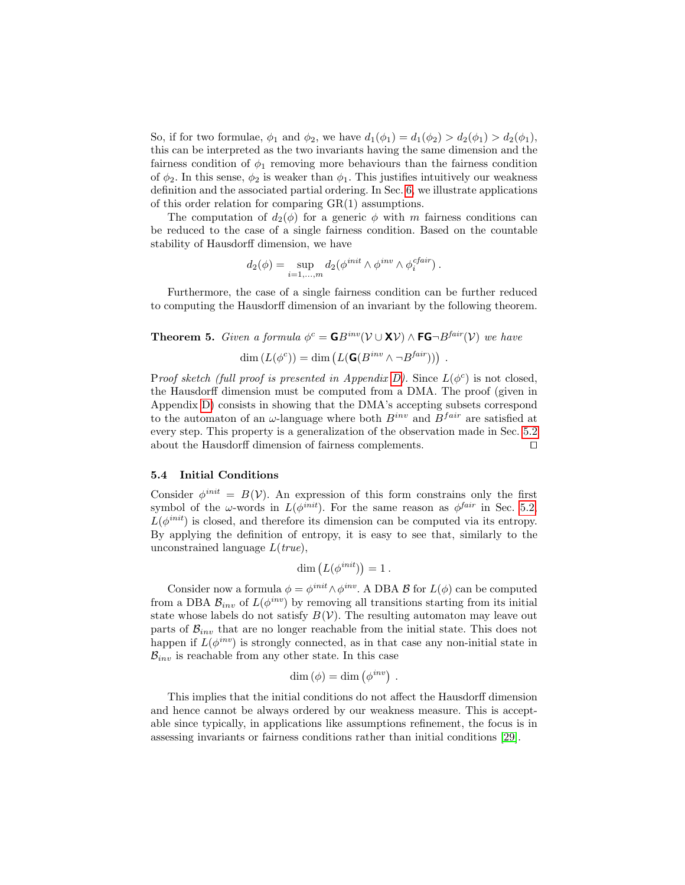So, if for two formulae, $\phi_1$ and $\phi_2$, we have $d_1(\phi_1) = d_1(\phi_2) > d_2(\phi_1) > d_2(\phi_1)$, this can be interpreted as the two invariants having the same dimension and the fairness condition of $\phi_1$ removing more behaviours than the fairness condition of $\phi_2$. In this sense, $\phi_2$ is weaker than $\phi_1$. This justifies intuitively our weakness definition and the associated partial ordering. In Sec. 6, we illustrate applications of this order relation for comparing GR(1) assumptions.

The computation of $d_2(\phi)$ for a generic $\phi$ with $m$ fairness conditions can be reduced to the case of a single fairness condition. Based on the countable stability of Hausdorff dimension, we have

$$d_2(\phi) = \sup_{i=1,\ldots,m} d_2(\phi^{init} \wedge \phi^{inv} \wedge \phi_i^{cfair}) \,.$$

Furthermore, the case of a single fairness condition can be further reduced to computing the Hausdorff dimension of an invariant by the following theorem.

**Theorem 5.** *Given a formula* $\phi^c = \mathsf{G}B^{inv}(\mathcal{V} \cup \mathsf{X}\mathcal{V}) \wedge \mathsf{F}\mathsf{G}\neg B^{fair}(\mathcal{V})$ *we have*

$$\dim\left(L(\phi^c)\right) = \dim\left(L(\mathsf{G}(B^{inv} \wedge \neg B^{fair}))\right) \,.$$

P*roof sketch (full proof is presented in Appendix D).* Since $L(\phi^c)$ is not closed, the Hausdorff dimension must be computed from a DMA. The proof (given in Appendix D) consists in showing that the DMA's accepting subsets correspond to the automaton of an $\omega$-language where both $B^{inv}$ and $B^{fair}$ are satisfied at every step. This property is a generalization of the observation made in Sec. 5.2 about the Hausdorff dimension of fairness complements. □

### 5.4 Initial Conditions

Consider $\phi^{init} = B(\mathcal{V})$. An expression of this form constrains only the first symbol of the $\omega$-words in $L(\phi^{init})$. For the same reason as $\phi^{fair}$ in Sec. 5.2, $L(\phi^{init})$ is closed, and therefore its dimension can be computed via its entropy. By applying the definition of entropy, it is easy to see that, similarly to the unconstrained language $L(true)$,

$$\dim\left(L(\phi^{init})\right) = 1 \,.$$

Consider now a formula $\phi = \phi^{init} \wedge \phi^{inv}$. A DBA $\mathcal{B}$ for $L(\phi)$ can be computed from a DBA $\mathcal{B}_{inv}$ of $L(\phi^{inv})$ by removing all transitions starting from its initial state whose labels do not satisfy $B(\mathcal{V})$. The resulting automaton may leave out parts of $\mathcal{B}_{inv}$ that are no longer reachable from the initial state. This does not happen if $L(\phi^{inv})$ is strongly connected, as in that case any non-initial state in $\mathcal{B}_{inv}$ is reachable from any other state. In this case

$$\dim(\phi) = \dim\left(\phi^{inv}\right) \,.$$

This implies that the initial conditions do not affect the Hausdorff dimension and hence cannot be always ordered by our weakness measure. This is acceptable since typically, in applications like assumptions refinement, the focus is in assessing invariants or fairness conditions rather than initial conditions [29].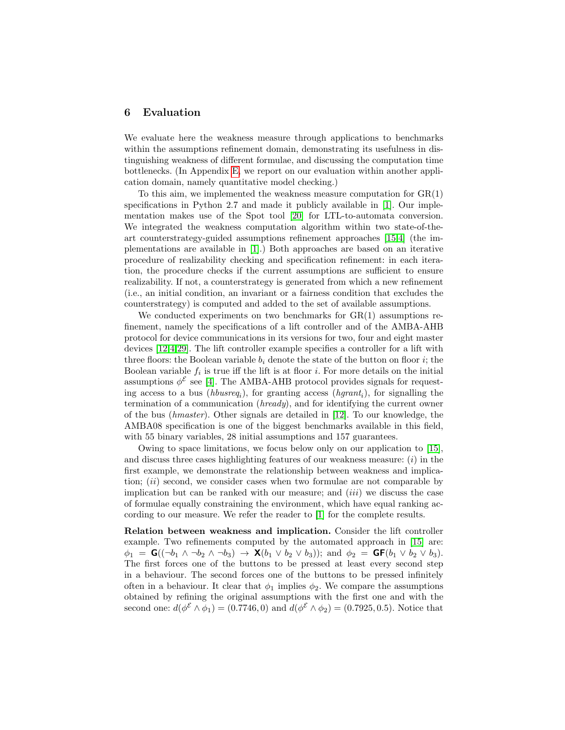## 6 Evaluation

We evaluate here the weakness measure through applications to benchmarks within the assumptions refinement domain, demonstrating its usefulness in distinguishing weakness of different formulae, and discussing the computation time bottlenecks. (In Appendix E, we report on our evaluation within another application domain, namely quantitative model checking.)

To this aim, we implemented the weakness measure computation for GR(1) specifications in Python 2.7 and made it publicly available in [1]. Our implementation makes use of the Spot tool [20] for LTL-to-automata conversion. We integrated the weakness computation algorithm within two state-of-the-art counterstrategy-guided assumptions refinement approaches [15,4] (the implementations are available in [1].) Both approaches are based on an iterative procedure of realizability checking and specification refinement: in each iteration, the procedure checks if the current assumptions are sufficient to ensure realizability. If not, a counterstrategy is generated from which a new refinement (i.e., an initial condition, an invariant or a fairness condition that excludes the counterstrategy) is computed and added to the set of available assumptions.

We conducted experiments on two benchmarks for GR(1) assumptions refinement, namely the specifications of a lift controller and of the AMBA-AHB protocol for device communications in its versions for two, four and eight master devices [12,4,29]. The lift controller example specifies a controller for a lift with three floors: the Boolean variable $b_i$ denote the state of the button on floor $i$; the Boolean variable $f_i$ is true iff the lift is at floor $i$. For more details on the initial assumptions $\phi^{\mathcal{E}}$ see [4]. The AMBA-AHB protocol provides signals for requesting access to a bus ($hbusreq_i$), for granting access ($hgrant_i$), for signalling the termination of a communication ($hready$), and for identifying the current owner of the bus ($hmaster$). Other signals are detailed in [12]. To our knowledge, the AMBA08 specification is one of the biggest benchmarks available in this field, with 55 binary variables, 28 initial assumptions and 157 guarantees.

Owing to space limitations, we focus below only on our application to [15], and discuss three cases highlighting features of our weakness measure: ($i$) in the first example, we demonstrate the relationship between weakness and implication; ($ii$) second, we consider cases when two formulae are not comparable by implication but can be ranked with our measure; and ($iii$) we discuss the case of formulae equally constraining the environment, which have equal ranking according to our measure. We refer the reader to [1] for the complete results.

**Relation between weakness and implication.** Consider the lift controller example. Two refinements computed by the automated approach in [15] are: $\phi_1 = \mathbf{G}((\neg b_1 \wedge \neg b_2 \wedge \neg b_3) \rightarrow \mathbf{X}(b_1 \vee b_2 \vee b_3))$; and $\phi_2 = \mathbf{GF}(b_1 \vee b_2 \vee b_3)$. The first forces one of the buttons to be pressed at least every second step in a behaviour. The second forces one of the buttons to be pressed infinitely often in a behaviour. It clear that $\phi_1$ implies $\phi_2$. We compare the assumptions obtained by refining the original assumptions with the first one and with the second one: $d(\phi^{\mathcal{E}} \wedge \phi_1) = (0.7746, 0)$ and $d(\phi^{\mathcal{E}} \wedge \phi_2) = (0.7925, 0.5)$. Notice that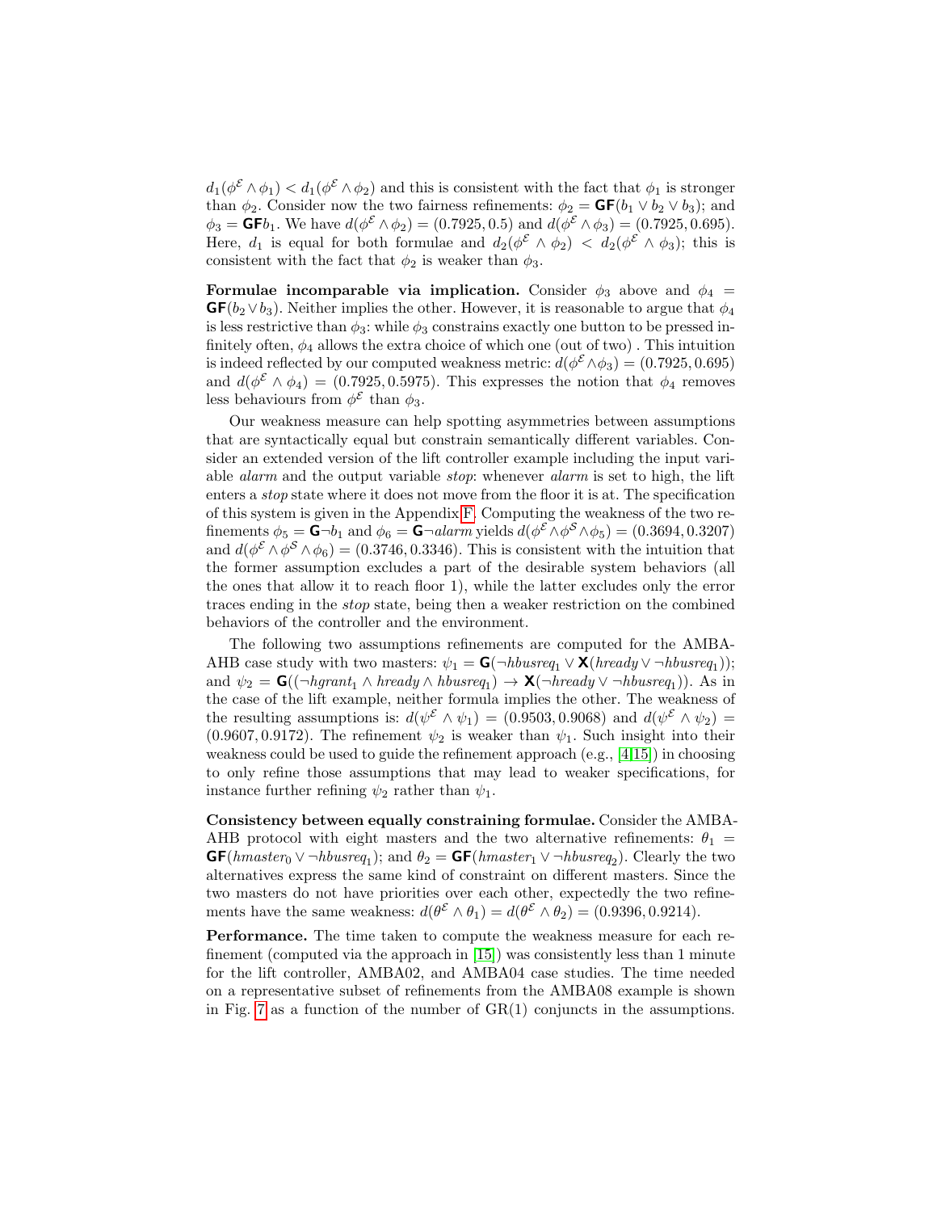$d_1(\phi^{\mathcal{E}} \wedge \phi_1) < d_1(\phi^{\mathcal{E}} \wedge \phi_2)$ and this is consistent with the fact that $\phi_1$ is stronger than $\phi_2$. Consider now the two fairness refinements: $\phi_2 = \mathbf{GF}(b_1 \vee b_2 \vee b_3)$; and $\phi_3 = \mathbf{GF} b_1$. We have $d(\phi^{\mathcal{E}} \wedge \phi_2) = (0.7925, 0.5)$ and $d(\phi^{\mathcal{E}} \wedge \phi_3) = (0.7925, 0.695)$. Here, $d_1$ is equal for both formulae and $d_2(\phi^{\mathcal{E}} \wedge \phi_2) < d_2(\phi^{\mathcal{E}} \wedge \phi_3)$; this is consistent with the fact that $\phi_2$ is weaker than $\phi_3$.

**Formulae incomparable via implication.** Consider $\phi_3$ above and $\phi_4 = \mathbf{GF}(b_2 \vee b_3)$. Neither implies the other. However, it is reasonable to argue that $\phi_4$ is less restrictive than $\phi_3$: while $\phi_3$ constrains exactly one button to be pressed infinitely often, $\phi_4$ allows the extra choice of which one (out of two) . This intuition is indeed reflected by our computed weakness metric: $d(\phi^{\mathcal{E}} \wedge \phi_3) = (0.7925, 0.695)$ and $d(\phi^{\mathcal{E}} \wedge \phi_4) = (0.7925, 0.5975)$. This expresses the notion that $\phi_4$ removes less behaviours from $\phi^{\mathcal{E}}$ than $\phi_3$.

Our weakness measure can help spotting asymmetries between assumptions that are syntactically equal but constrain semantically different variables. Consider an extended version of the lift controller example including the input variable *alarm* and the output variable *stop*: whenever *alarm* is set to high, the lift enters a *stop* state where it does not move from the floor it is at. The specification of this system is given in the Appendix F. Computing the weakness of the two refinements $\phi_5 = \mathbf{G}\neg b_1$ and $\phi_6 = \mathbf{G}\neg alarm$ yields $d(\phi^{\mathcal{E}} \wedge \phi^{\mathcal{S}} \wedge \phi_5) = (0.3694, 0.3207)$ and $d(\phi^{\mathcal{E}} \wedge \phi^{\mathcal{S}} \wedge \phi_6) = (0.3746, 0.3346)$. This is consistent with the intuition that the former assumption excludes a part of the desirable system behaviors (all the ones that allow it to reach floor 1), while the latter excludes only the error traces ending in the *stop* state, being then a weaker restriction on the combined behaviors of the controller and the environment.

The following two assumptions refinements are computed for the AMBA-AHB case study with two masters: $\psi_1 = \mathbf{G}(\neg hbusreq_1 \vee \mathbf{X}(hready \vee \neg hbusreq_1))$; and $\psi_2 = \mathbf{G}((\neg hgrant_1 \wedge hready \wedge hbusreq_1) \rightarrow \mathbf{X}(\neg hready \vee \neg hbusreq_1))$. As in the case of the lift example, neither formula implies the other. The weakness of the resulting assumptions is: $d(\psi^{\mathcal{E}} \wedge \psi_1) = (0.9503, 0.9068)$ and $d(\psi^{\mathcal{E}} \wedge \psi_2) = (0.9607, 0.9172)$. The refinement $\psi_2$ is weaker than $\psi_1$. Such insight into their weakness could be used to guide the refinement approach (e.g., [4,15]) in choosing to only refine those assumptions that may lead to weaker specifications, for instance further refining $\psi_2$ rather than $\psi_1$.

**Consistency between equally constraining formulae.** Consider the AMBA-AHB protocol with eight masters and the two alternative refinements: $\theta_1 = \mathbf{GF}(hmaster_0 \vee \neg hbusreq_1)$; and $\theta_2 = \mathbf{GF}(hmaster_1 \vee \neg hbusreq_2)$. Clearly the two alternatives express the same kind of constraint on different masters. Since the two masters do not have priorities over each other, expectedly the two refinements have the same weakness: $d(\theta^{\mathcal{E}} \wedge \theta_1) = d(\theta^{\mathcal{E}} \wedge \theta_2) = (0.9396, 0.9214)$.

**Performance.** The time taken to compute the weakness measure for each refinement (computed via the approach in [15]) was consistently less than 1 minute for the lift controller, AMBA02, and AMBA04 case studies. The time needed on a representative subset of refinements from the AMBA08 example is shown in Fig. 7 as a function of the number of GR(1) conjuncts in the assumptions.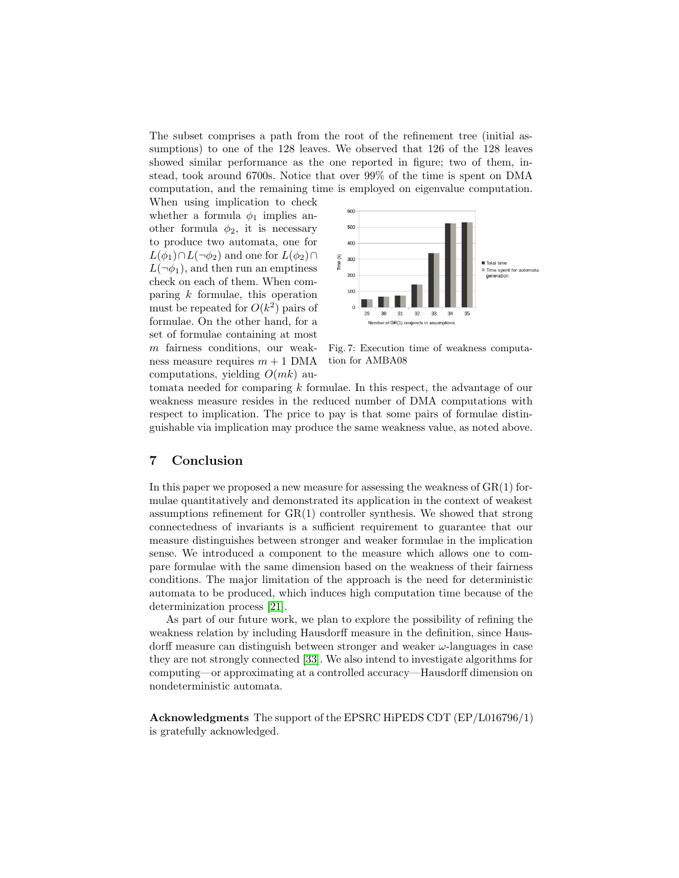The subset comprises a path from the root of the refinement tree (initial assumptions) to one of the 128 leaves. We observed that 126 of the 128 leaves showed similar performance as the one reported in figure; two of them, instead, took around 6700s. Notice that over 99% of the time is spent on DMA computation, and the remaining time is employed on eigenvalue computation.

When using implication to check whether a formula $\phi_1$ implies another formula $\phi_2$, it is necessary to produce two automata, one for $L(\phi_1) \cap L(\neg\phi_2)$ and one for $L(\phi_2) \cap L(\neg\phi_1)$, and then run an emptiness check on each of them. When comparing $k$ formulae, this operation must be repeated for $O(k^2)$ pairs of formulae. On the other hand, for a set of formulae containing at most $m$ fairness conditions, our weakness measure requires $m + 1$ DMA computations, yielding $O(mk)$ automata needed for comparing $k$ formulae. In this respect, the advantage of our weakness measure resides in the reduced number of DMA computations with respect to implication. The price to pay is that some pairs of formulae distinguishable via implication may produce the same weakness value, as noted above.

Fig. 7: Execution time of weakness computation for AMBA08

## 7 Conclusion

In this paper we proposed a new measure for assessing the weakness of GR(1) formulae quantitatively and demonstrated its application in the context of weakest assumptions refinement for GR(1) controller synthesis. We showed that strong connectedness of invariants is a sufficient requirement to guarantee that our measure distinguishes between stronger and weaker formulae in the implication sense. We introduced a component to the measure which allows one to compare formulae with the same dimension based on the weakness of their fairness conditions. The major limitation of the approach is the need for deterministic automata to be produced, which induces high computation time because of the determinization process [21].

As part of our future work, we plan to explore the possibility of refining the weakness relation by including Hausdorff measure in the definition, since Hausdorff measure can distinguish between stronger and weaker $\omega$-languages in case they are not strongly connected [33]. We also intend to investigate algorithms for computing—or approximating at a controlled accuracy—Hausdorff dimension on nondeterministic automata.

**Acknowledgments** The support of the EPSRC HiPEDS CDT (EP/L016796/1) is gratefully acknowledged.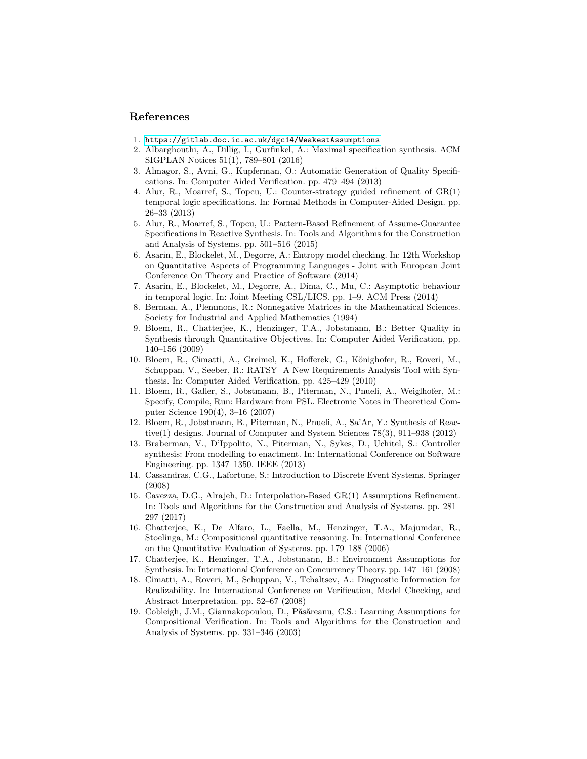## References

1. https://gitlab.doc.ic.ac.uk/dgc14/WeakestAssumptions
2. Albarghouthi, A., Dillig, I., Gurfinkel, A.: Maximal specification synthesis. ACM SIGPLAN Notices 51(1), 789–801 (2016)
3. Almagor, S., Avni, G., Kupferman, O.: Automatic Generation of Quality Specifications. In: Computer Aided Verification. pp. 479–494 (2013)
4. Alur, R., Moarref, S., Topcu, U.: Counter-strategy guided refinement of GR(1) temporal logic specifications. In: Formal Methods in Computer-Aided Design. pp. 26–33 (2013)
5. Alur, R., Moarref, S., Topcu, U.: Pattern-Based Refinement of Assume-Guarantee Specifications in Reactive Synthesis. In: Tools and Algorithms for the Construction and Analysis of Systems. pp. 501–516 (2015)
6. Asarin, E., Blockelet, M., Degorre, A.: Entropy model checking. In: 12th Workshop on Quantitative Aspects of Programming Languages - Joint with European Joint Conference On Theory and Practice of Software (2014)
7. Asarin, E., Blockelet, M., Degorre, A., Dima, C., Mu, C.: Asymptotic behaviour in temporal logic. In: Joint Meeting CSL/LICS. pp. 1–9. ACM Press (2014)
8. Berman, A., Plemmons, R.: Nonnegative Matrices in the Mathematical Sciences. Society for Industrial and Applied Mathematics (1994)
9. Bloem, R., Chatterjee, K., Henzinger, T.A., Jobstmann, B.: Better Quality in Synthesis through Quantitative Objectives. In: Computer Aided Verification, pp. 140–156 (2009)
10. Bloem, R., Cimatti, A., Greimel, K., Hofferek, G., Könighofer, R., Roveri, M., Schuppan, V., Seeber, R.: RATSY A New Requirements Analysis Tool with Synthesis. In: Computer Aided Verification, pp. 425–429 (2010)
11. Bloem, R., Galler, S., Jobstmann, B., Piterman, N., Pnueli, A., Weiglhofer, M.: Specify, Compile, Run: Hardware from PSL. Electronic Notes in Theoretical Computer Science 190(4), 3–16 (2007)
12. Bloem, R., Jobstmann, B., Piterman, N., Pnueli, A., Sa'Ar, Y.: Synthesis of Reactive(1) designs. Journal of Computer and System Sciences 78(3), 911–938 (2012)
13. Braberman, V., D'Ippolito, N., Piterman, N., Sykes, D., Uchitel, S.: Controller synthesis: From modelling to enactment. In: International Conference on Software Engineering. pp. 1347–1350. IEEE (2013)
14. Cassandras, C.G., Lafortune, S.: Introduction to Discrete Event Systems. Springer (2008)
15. Cavezza, D.G., Alrajeh, D.: Interpolation-Based GR(1) Assumptions Refinement. In: Tools and Algorithms for the Construction and Analysis of Systems. pp. 281–297 (2017)
16. Chatterjee, K., De Alfaro, L., Faella, M., Henzinger, T.A., Majumdar, R., Stoelinga, M.: Compositional quantitative reasoning. In: International Conference on the Quantitative Evaluation of Systems. pp. 179–188 (2006)
17. Chatterjee, K., Henzinger, T.A., Jobstmann, B.: Environment Assumptions for Synthesis. In: International Conference on Concurrency Theory. pp. 147–161 (2008)
18. Cimatti, A., Roveri, M., Schuppan, V., Tchaltsev, A.: Diagnostic Information for Realizability. In: International Conference on Verification, Model Checking, and Abstract Interpretation. pp. 52–67 (2008)
19. Cobleigh, J.M., Giannakopoulou, D., Păsăreanu, C.S.: Learning Assumptions for Compositional Verification. In: Tools and Algorithms for the Construction and Analysis of Systems. pp. 331–346 (2003)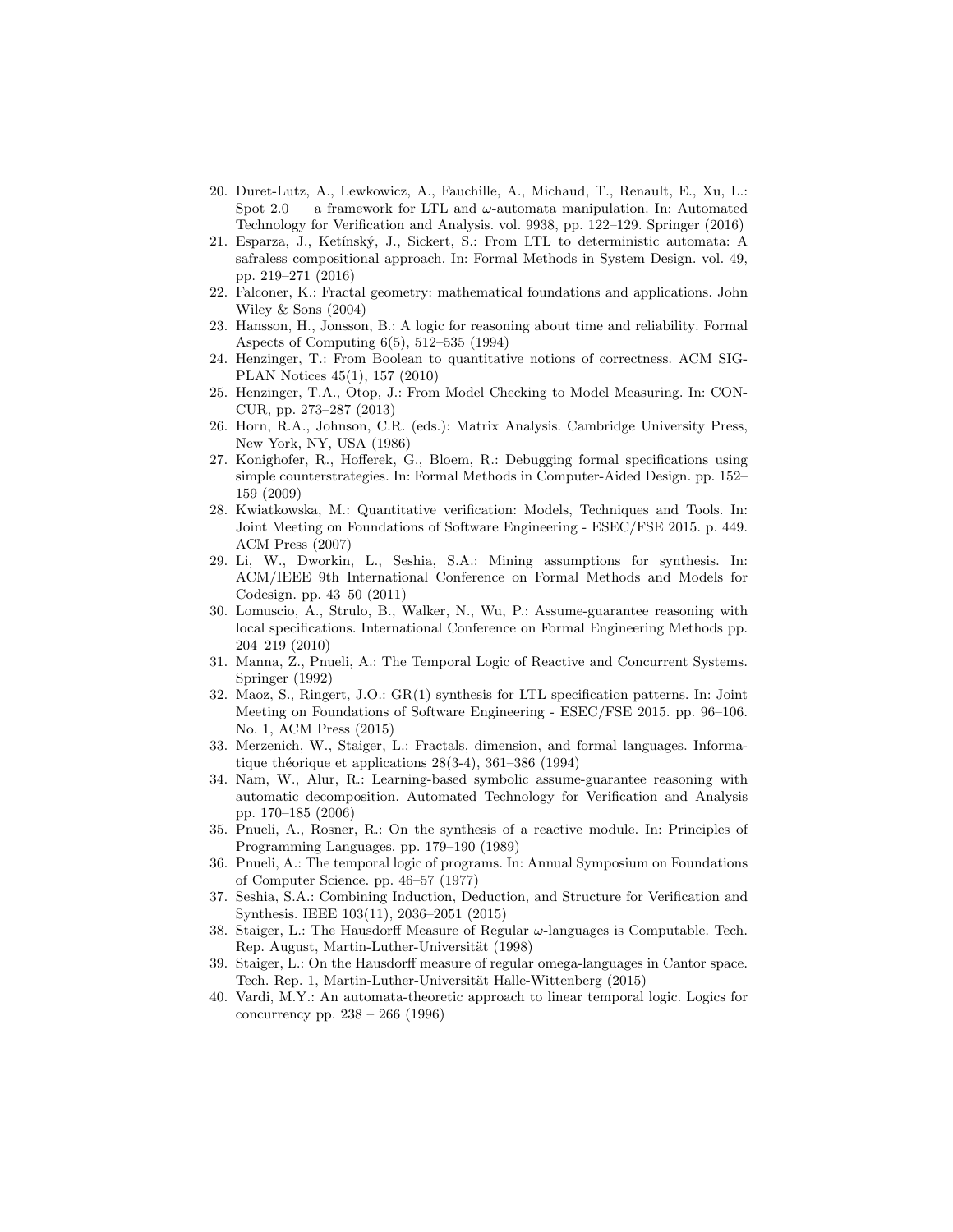20. Duret-Lutz, A., Lewkowicz, A., Fauchille, A., Michaud, T., Renault, E., Xu, L.: Spot 2.0 — a framework for LTL and $\omega$-automata manipulation. In: Automated Technology for Verification and Analysis. vol. 9938, pp. 122–129. Springer (2016)
21. Esparza, J., Ketínský, J., Sickert, S.: From LTL to deterministic automata: A safraless compositional approach. In: Formal Methods in System Design. vol. 49, pp. 219–271 (2016)
22. Falconer, K.: Fractal geometry: mathematical foundations and applications. John Wiley & Sons (2004)
23. Hansson, H., Jonsson, B.: A logic for reasoning about time and reliability. Formal Aspects of Computing 6(5), 512–535 (1994)
24. Henzinger, T.: From Boolean to quantitative notions of correctness. ACM SIGPLAN Notices 45(1), 157 (2010)
25. Henzinger, T.A., Otop, J.: From Model Checking to Model Measuring. In: CONCUR, pp. 273–287 (2013)
26. Horn, R.A., Johnson, C.R. (eds.): Matrix Analysis. Cambridge University Press, New York, NY, USA (1986)
27. Konighofer, R., Hofferek, G., Bloem, R.: Debugging formal specifications using simple counterstrategies. In: Formal Methods in Computer-Aided Design. pp. 152–159 (2009)
28. Kwiatkowska, M.: Quantitative verification: Models, Techniques and Tools. In: Joint Meeting on Foundations of Software Engineering - ESEC/FSE 2015. p. 449. ACM Press (2007)
29. Li, W., Dworkin, L., Seshia, S.A.: Mining assumptions for synthesis. In: ACM/IEEE 9th International Conference on Formal Methods and Models for Codesign. pp. 43–50 (2011)
30. Lomuscio, A., Strulo, B., Walker, N., Wu, P.: Assume-guarantee reasoning with local specifications. International Conference on Formal Engineering Methods pp. 204–219 (2010)
31. Manna, Z., Pnueli, A.: The Temporal Logic of Reactive and Concurrent Systems. Springer (1992)
32. Maoz, S., Ringert, J.O.: GR(1) synthesis for LTL specification patterns. In: Joint Meeting on Foundations of Software Engineering - ESEC/FSE 2015. pp. 96–106. No. 1, ACM Press (2015)
33. Merzenich, W., Staiger, L.: Fractals, dimension, and formal languages. Informatique théorique et applications 28(3-4), 361–386 (1994)
34. Nam, W., Alur, R.: Learning-based symbolic assume-guarantee reasoning with automatic decomposition. Automated Technology for Verification and Analysis pp. 170–185 (2006)
35. Pnueli, A., Rosner, R.: On the synthesis of a reactive module. In: Principles of Programming Languages. pp. 179–190 (1989)
36. Pnueli, A.: The temporal logic of programs. In: Annual Symposium on Foundations of Computer Science. pp. 46–57 (1977)
37. Seshia, S.A.: Combining Induction, Deduction, and Structure for Verification and Synthesis. IEEE 103(11), 2036–2051 (2015)
38. Staiger, L.: The Hausdorff Measure of Regular $\omega$-languages is Computable. Tech. Rep. August, Martin-Luther-Universität (1998)
39. Staiger, L.: On the Hausdorff measure of regular omega-languages in Cantor space. Tech. Rep. 1, Martin-Luther-Universität Halle-Wittenberg (2015)
40. Vardi, M.Y.: An automata-theoretic approach to linear temporal logic. Logics for concurrency pp. 238 – 266 (1996)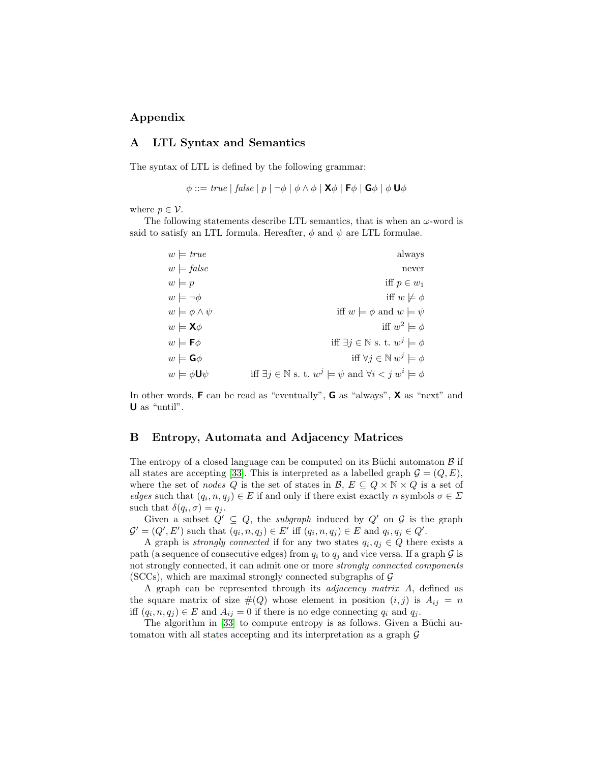# Appendix

## A LTL Syntax and Semantics

The syntax of LTL is defined by the following grammar:

$$\phi ::= \mathit{true} \mid \mathit{false} \mid p \mid \neg\phi \mid \phi \wedge \phi \mid \mathbf{X}\phi \mid \mathbf{F}\phi \mid \mathbf{G}\phi \mid \phi\, \mathbf{U} \phi$$

where $p \in \mathcal{V}$.

The following statements describe LTL semantics, that is when an $\omega$-word is said to satisfy an LTL formula. Hereafter, $\phi$ and $\psi$ are LTL formulae.

$$
\begin{aligned}
&w \models \mathit{true} && \text{always}\\
&w \models \mathit{false} && \text{never}\\
&w \models p && \text{iff } p \in w_1\\
&w \models \neg\phi && \text{iff } w \not\models \phi\\
&w \models \phi \wedge \psi && \text{iff } w \models \phi \text{ and } w \models \psi\\
&w \models \mathbf{X}\phi && \text{iff } w^2 \models \phi\\
&w \models \mathbf{F}\phi && \text{iff } \exists j \in \mathbb{N} \text{ s. t. } w^j \models \phi\\
&w \models \mathbf{G}\phi && \text{iff } \forall j \in \mathbb{N}\; w^j \models \phi\\
&w \models \phi \mathbf{U} \psi && \text{iff } \exists j \in \mathbb{N} \text{ s. t. } w^j \models \psi \text{ and } \forall i < j\; w^i \models \phi
\end{aligned}
$$

In other words, $\mathbf{F}$ can be read as "eventually", $\mathbf{G}$ as "always", $\mathbf{X}$ as "next" and $\mathbf{U}$ as "until".

## B Entropy, Automata and Adjacency Matrices

The entropy of a closed language can be computed on its Büchi automaton $\mathcal{B}$ if all states are accepting [33]. This is interpreted as a labelled graph $\mathcal{G} = (Q, E)$, where the set of *nodes* $Q$ is the set of states in $\mathcal{B}$, $E \subseteq Q \times \mathbb{N} \times Q$ is a set of *edges* such that $(q_i, n, q_j) \in E$ if and only if there exist exactly $n$ symbols $\sigma \in \Sigma$ such that $\delta(q_i, \sigma) = q_j$.

Given a subset $Q' \subseteq Q$, the *subgraph* induced by $Q'$ on $\mathcal{G}$ is the graph $\mathcal{G}' = (Q', E')$ such that $(q_i, n, q_j) \in E'$ iff $(q_i, n, q_j) \in E$ and $q_i, q_j \in Q'$.

A graph is *strongly connected* if for any two states $q_i, q_j \in Q$ there exists a path (a sequence of consecutive edges) from $q_i$ to $q_j$ and vice versa. If a graph $\mathcal{G}$ is not strongly connected, it can admit one or more *strongly connected components* (SCCs), which are maximal strongly connected subgraphs of $\mathcal{G}$

A graph can be represented through its *adjacency matrix* $A$, defined as the square matrix of size $\#(Q)$ whose element in position $(i, j)$ is $A_{ij} = n$ iff $(q_i, n, q_j) \in E$ and $A_{ij} = 0$ if there is no edge connecting $q_i$ and $q_j$.

The algorithm in [33] to compute entropy is as follows. Given a Büchi automaton with all states accepting and its interpretation as a graph $\mathcal{G}$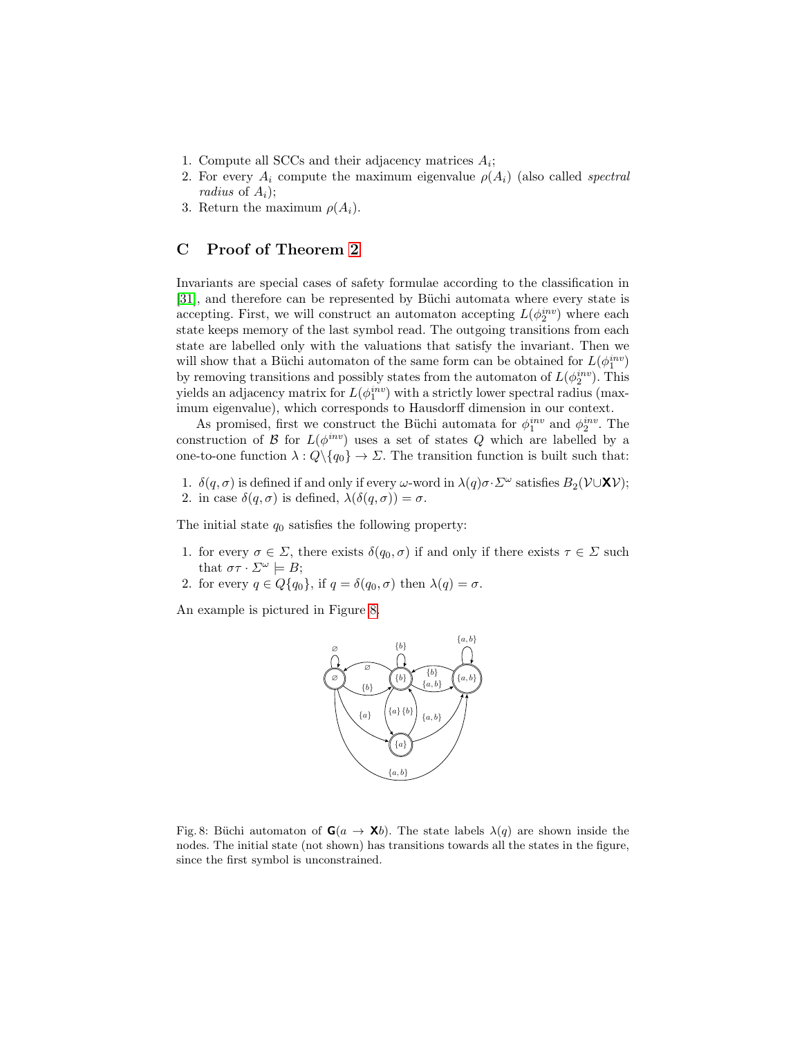1. Compute all SCCs and their adjacency matrices $A_i$;
2. For every $A_i$ compute the maximum eigenvalue $\rho(A_i)$ (also called *spectral radius* of $A_i$);
3. Return the maximum $\rho(A_i)$.

## C Proof of Theorem 2

Invariants are special cases of safety formulae according to the classification in [31], and therefore can be represented by Büchi automata where every state is accepting. First, we will construct an automaton accepting $L(\phi_2^{inv})$ where each state keeps memory of the last symbol read. The outgoing transitions from each state are labelled only with the valuations that satisfy the invariant. Then we will show that a Büchi automaton of the same form can be obtained for $L(\phi_1^{inv})$ by removing transitions and possibly states from the automaton of $L(\phi_2^{inv})$. This yields an adjacency matrix for $L(\phi_1^{inv})$ with a strictly lower spectral radius (maximum eigenvalue), which corresponds to Hausdorff dimension in our context.

As promised, first we construct the Büchi automata for $\phi_1^{inv}$ and $\phi_2^{inv}$. The construction of $\mathcal{B}$ for $L(\phi^{inv})$ uses a set of states $Q$ which are labelled by a one-to-one function $\lambda : Q \backslash \{q_0\} \to \Sigma$. The transition function is built such that:

1. $\delta(q, \sigma)$ is defined if and only if every $\omega$-word in $\lambda(q)\sigma \cdot \Sigma^\omega$ satisfies $B_2(\mathcal{V} \cup \mathbf{X}\mathcal{V})$;
2. in case $\delta(q, \sigma)$ is defined, $\lambda(\delta(q, \sigma)) = \sigma$.

The initial state $q_0$ satisfies the following property:

1. for every $\sigma \in \Sigma$, there exists $\delta(q_0, \sigma)$ if and only if there exists $\tau \in \Sigma$ such that $\sigma\tau \cdot \Sigma^\omega \models B$;
2. for every $q \in Q\{q_0\}$, if $q = \delta(q_0, \sigma)$ then $\lambda(q) = \sigma$.

An example is pictured in Figure 8.

Fig. 8: Büchi automaton of $\mathbf{G}(a \to \mathbf{X}b)$. The state labels $\lambda(q)$ are shown inside the nodes. The initial state (not shown) has transitions towards all the states in the figure, since the first symbol is unconstrained.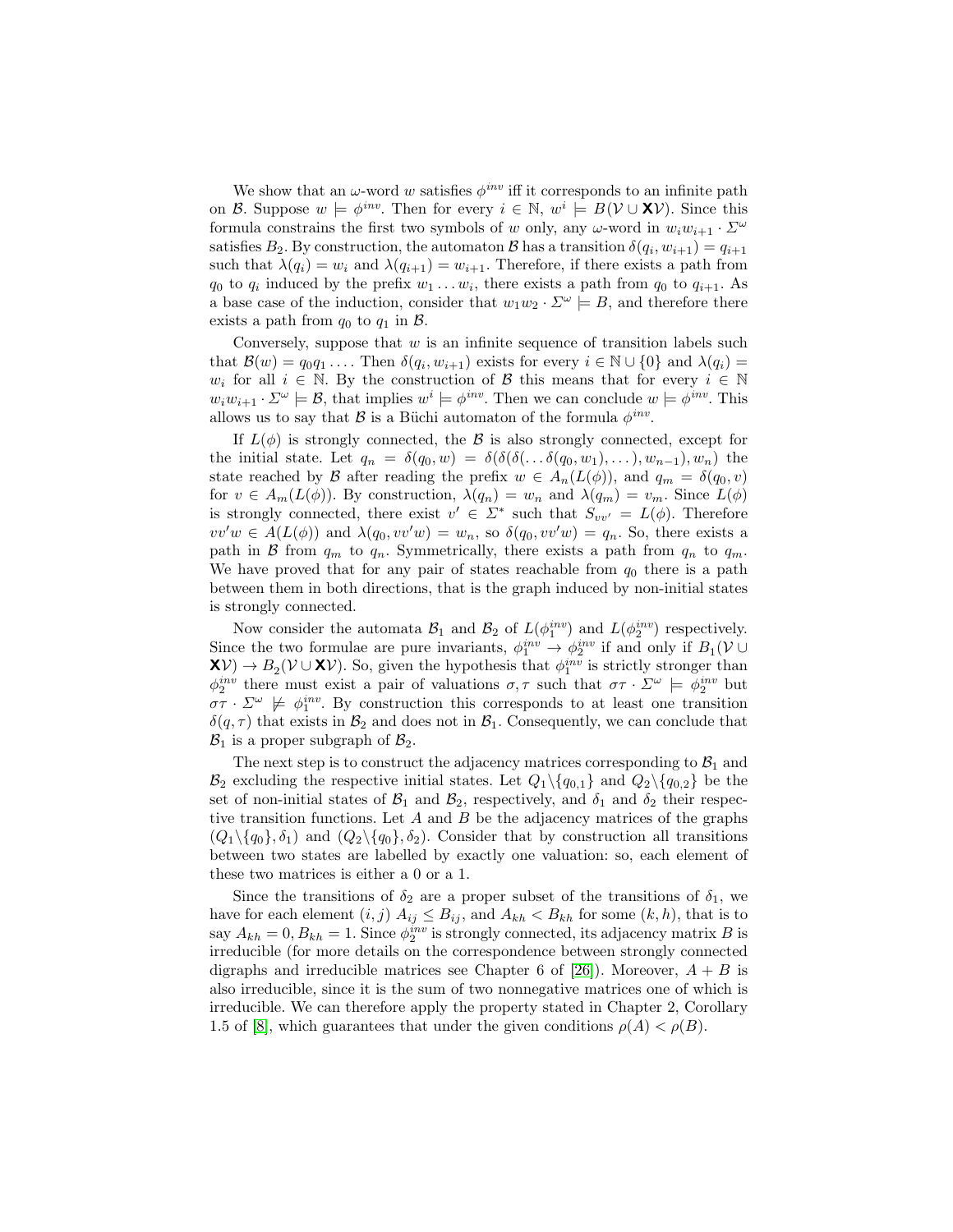We show that an $\omega$-word $w$ satisfies $\phi^{inv}$ iff it corresponds to an infinite path on $\mathcal{B}$. Suppose $w \models \phi^{inv}$. Then for every $i \in \mathbb{N}$, $w^i \models B(\mathcal{V} \cup \mathbf{X}\mathcal{V})$. Since this formula constrains the first two symbols of $w$ only, any $\omega$-word in $w_i w_{i+1} \cdot \Sigma^\omega$ satisfies $B_2$. By construction, the automaton $\mathcal{B}$ has a transition $\delta(q_i, w_{i+1}) = q_{i+1}$ such that $\lambda(q_i) = w_i$ and $\lambda(q_{i+1}) = w_{i+1}$. Therefore, if there exists a path from $q_0$ to $q_i$ induced by the prefix $w_1 \dots w_i$, there exists a path from $q_0$ to $q_{i+1}$. As a base case of the induction, consider that $w_1 w_2 \cdot \Sigma^\omega \models B$, and therefore there exists a path from $q_0$ to $q_1$ in $\mathcal{B}$.

Conversely, suppose that $w$ is an infinite sequence of transition labels such that $\mathcal{B}(w) = q_0 q_1 \dots$. Then $\delta(q_i, w_{i+1})$ exists for every $i \in \mathbb{N} \cup \{0\}$ and $\lambda(q_i) = w_i$ for all $i \in \mathbb{N}$. By the construction of $\mathcal{B}$ this means that for every $i \in \mathbb{N}$ $w_i w_{i+1} \cdot \Sigma^\omega \models \mathcal{B}$, that implies $w^i \models \phi^{inv}$. Then we can conclude $w \models \phi^{inv}$. This allows us to say that $\mathcal{B}$ is a Büchi automaton of the formula $\phi^{inv}$.

If $L(\phi)$ is strongly connected, the $\mathcal{B}$ is also strongly connected, except for the initial state. Let $q_n = \delta(q_0, w) = \delta(\delta(\delta(\dots\delta(q_0, w_1), \dots), w_{n-1}), w_n)$ the state reached by $\mathcal{B}$ after reading the prefix $w \in A_n(L(\phi))$, and $q_m = \delta(q_0, v)$ for $v \in A_m(L(\phi))$. By construction, $\lambda(q_n) = w_n$ and $\lambda(q_m) = v_m$. Since $L(\phi)$ is strongly connected, there exist $v' \in \Sigma^*$ such that $S_{vv'} = L(\phi)$. Therefore $vv'w \in A(L(\phi))$ and $\lambda(q_0, vv'w) = w_n$, so $\delta(q_0, vv'w) = q_n$. So, there exists a path in $\mathcal{B}$ from $q_m$ to $q_n$. Symmetrically, there exists a path from $q_n$ to $q_m$. We have proved that for any pair of states reachable from $q_0$ there is a path between them in both directions, that is the graph induced by non-initial states is strongly connected.

Now consider the automata $\mathcal{B}_1$ and $\mathcal{B}_2$ of $L(\phi_1^{inv})$ and $L(\phi_2^{inv})$ respectively. Since the two formulae are pure invariants, $\phi_1^{inv} \to \phi_2^{inv}$ if and only if $B_1(\mathcal{V} \cup \mathbf{X}\mathcal{V}) \to B_2(\mathcal{V} \cup \mathbf{X}\mathcal{V})$. So, given the hypothesis that $\phi_1^{inv}$ is strictly stronger than $\phi_2^{inv}$ there must exist a pair of valuations $\sigma, \tau$ such that $\sigma\tau \cdot \Sigma^\omega \models \phi_2^{inv}$ but $\sigma\tau \cdot \Sigma^\omega \not\models \phi_1^{inv}$. By construction this corresponds to at least one transition $\delta(q, \tau)$ that exists in $\mathcal{B}_2$ and does not in $\mathcal{B}_1$. Consequently, we can conclude that $\mathcal{B}_1$ is a proper subgraph of $\mathcal{B}_2$.

The next step is to construct the adjacency matrices corresponding to $\mathcal{B}_1$ and $\mathcal{B}_2$ excluding the respective initial states. Let $Q_1 \backslash \{q_{0,1}\}$ and $Q_2 \backslash \{q_{0,2}\}$ be the set of non-initial states of $\mathcal{B}_1$ and $\mathcal{B}_2$, respectively, and $\delta_1$ and $\delta_2$ their respective transition functions. Let $A$ and $B$ be the adjacency matrices of the graphs $(Q_1 \backslash \{q_0\}, \delta_1)$ and $(Q_2 \backslash \{q_0\}, \delta_2)$. Consider that by construction all transitions between two states are labelled by exactly one valuation: so, each element of these two matrices is either a 0 or a 1.

Since the transitions of $\delta_2$ are a proper subset of the transitions of $\delta_1$, we have for each element $(i, j)$ $A_{ij} \leq B_{ij}$, and $A_{kh} < B_{kh}$ for some $(k, h)$, that is to say $A_{kh} = 0, B_{kh} = 1$. Since $\phi_2^{inv}$ is strongly connected, its adjacency matrix $B$ is irreducible (for more details on the correspondence between strongly connected digraphs and irreducible matrices see Chapter 6 of [26]). Moreover, $A + B$ is also irreducible, since it is the sum of two nonnegative matrices one of which is irreducible. We can therefore apply the property stated in Chapter 2, Corollary 1.5 of [8], which guarantees that under the given conditions $\rho(A) < \rho(B)$.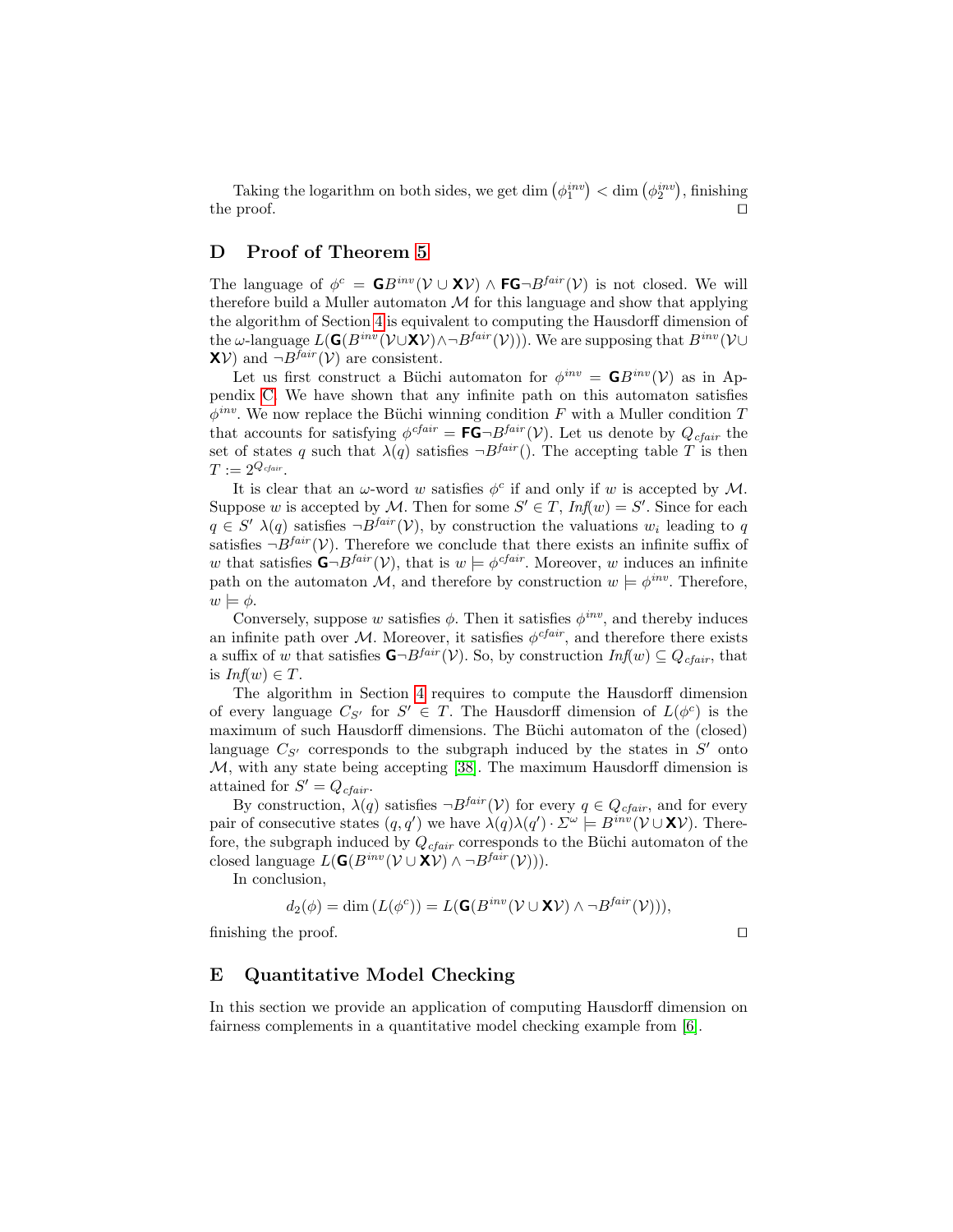Taking the logarithm on both sides, we get $\dim\left(\phi_1^{inv}\right) < \dim\left(\phi_2^{inv}\right)$, finishing the proof. □

## D Proof of Theorem 5

The language of $\phi^c = \mathbf{G}B^{inv}(\mathcal{V} \cup \mathbf{X}\mathcal{V}) \wedge \mathbf{FG}\neg B^{fair}(\mathcal{V})$ is not closed. We will therefore build a Muller automaton $\mathcal{M}$ for this language and show that applying the algorithm of Section 4 is equivalent to computing the Hausdorff dimension of the $\omega$-language $L(\mathbf{G}(B^{inv}(\mathcal{V}\cup\mathbf{X}\mathcal{V})\wedge\neg B^{fair}(\mathcal{V})))$. We are supposing that $B^{inv}(\mathcal{V}\cup\mathbf{X}\mathcal{V})$ and $\neg B^{fair}(\mathcal{V})$ are consistent.

Let us first construct a Büchi automaton for $\phi^{inv} = \mathbf{G}B^{inv}(\mathcal{V})$ as in Appendix C. We have shown that any infinite path on this automaton satisfies $\phi^{inv}$. We now replace the Büchi winning condition $F$ with a Muller condition $T$ that accounts for satisfying $\phi^{cfair} = \mathbf{FG}\neg B^{fair}(\mathcal{V})$. Let us denote by $Q_{cfair}$ the set of states $q$ such that $\lambda(q)$ satisfies $\neg B^{fair}()$. The accepting table $T$ is then $T := 2^{Q_{cfair}}$.

It is clear that an $\omega$-word $w$ satisfies $\phi^c$ if and only if $w$ is accepted by $\mathcal{M}$. Suppose $w$ is accepted by $\mathcal{M}$. Then for some $S' \in T$, $\mathit{Inf}(w) = S'$. Since for each $q \in S'$ $\lambda(q)$ satisfies $\neg B^{fair}(\mathcal{V})$, by construction the valuations $w_i$ leading to $q$ satisfies $\neg B^{fair}(\mathcal{V})$. Therefore we conclude that there exists an infinite suffix of $w$ that satisfies $\mathbf{G}\neg B^{fair}(\mathcal{V})$, that is $w \models \phi^{cfair}$. Moreover, $w$ induces an infinite path on the automaton $\mathcal{M}$, and therefore by construction $w \models \phi^{inv}$. Therefore, $w \models \phi$.

Conversely, suppose $w$ satisfies $\phi$. Then it satisfies $\phi^{inv}$, and thereby induces an infinite path over $\mathcal{M}$. Moreover, it satisfies $\phi^{cfair}$, and therefore there exists a suffix of $w$ that satisfies $\mathbf{G}\neg B^{fair}(\mathcal{V})$. So, by construction $\mathit{Inf}(w) \subseteq Q_{cfair}$, that is $\mathit{Inf}(w) \in T$.

The algorithm in Section 4 requires to compute the Hausdorff dimension of every language $C_{S'}$ for $S' \in T$. The Hausdorff dimension of $L(\phi^c)$ is the maximum of such Hausdorff dimensions. The Büchi automaton of the (closed) language $C_{S'}$ corresponds to the subgraph induced by the states in $S'$ onto $\mathcal{M}$, with any state being accepting [38]. The maximum Hausdorff dimension is attained for $S' = Q_{cfair}$.

By construction, $\lambda(q)$ satisfies $\neg B^{fair}(\mathcal{V})$ for every $q \in Q_{cfair}$, and for every pair of consecutive states $(q, q')$ we have $\lambda(q)\lambda(q') \cdot \Sigma^\omega \models B^{inv}(\mathcal{V} \cup \mathbf{X}\mathcal{V})$. Therefore, the subgraph induced by $Q_{cfair}$ corresponds to the Büchi automaton of the closed language $L(\mathbf{G}(B^{inv}(\mathcal{V} \cup \mathbf{X}\mathcal{V}) \wedge \neg B^{fair}(\mathcal{V})))$.

In conclusion,

$$d_2(\phi) = \dim\left(L(\phi^c)\right) = L(\mathbf{G}(B^{inv}(\mathcal{V} \cup \mathbf{X}\mathcal{V}) \wedge \neg B^{fair}(\mathcal{V}))),$$

finishing the proof. □

## E Quantitative Model Checking

In this section we provide an application of computing Hausdorff dimension on fairness complements in a quantitative model checking example from [6].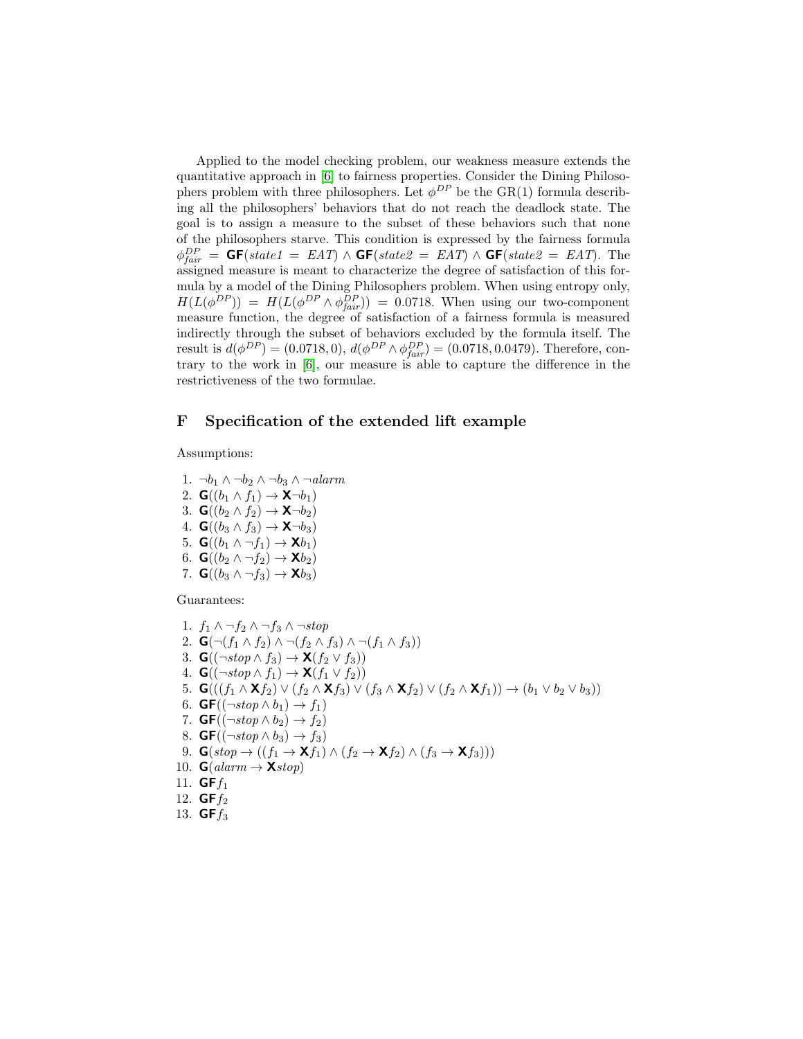Applied to the model checking problem, our weakness measure extends the quantitative approach in [6] to fairness properties. Consider the Dining Philosophers problem with three philosophers. Let $\phi^{DP}$ be the GR(1) formula describing all the philosophers' behaviors that do not reach the deadlock state. The goal is to assign a measure to the subset of these behaviors such that none of the philosophers starve. This condition is expressed by the fairness formula $\phi^{DP}_{fair} = \mathbf{GF}(state1 = EAT) \wedge \mathbf{GF}(state2 = EAT) \wedge \mathbf{GF}(state2 = EAT)$. The assigned measure is meant to characterize the degree of satisfaction of this formula by a model of the Dining Philosophers problem. When using entropy only, $H(L(\phi^{DP})) = H(L(\phi^{DP} \wedge \phi^{DP}_{fair})) = 0.0718$. When using our two-component measure function, the degree of satisfaction of a fairness formula is measured indirectly through the subset of behaviors excluded by the formula itself. The result is $d(\phi^{DP}) = (0.0718, 0)$, $d(\phi^{DP} \wedge \phi^{DP}_{fair}) = (0.0718, 0.0479)$. Therefore, contrary to the work in [6], our measure is able to capture the difference in the restrictiveness of the two formulae.

# F Specification of the extended lift example

Assumptions:

1. $\neg b_1 \wedge \neg b_2 \wedge \neg b_3 \wedge \neg alarm$
2. $\mathbf{G}((b_1 \wedge f_1) \rightarrow \mathbf{X}\neg b_1)$
3. $\mathbf{G}((b_2 \wedge f_2) \rightarrow \mathbf{X}\neg b_2)$
4. $\mathbf{G}((b_3 \wedge f_3) \rightarrow \mathbf{X}\neg b_3)$
5. $\mathbf{G}((b_1 \wedge \neg f_1) \rightarrow \mathbf{X} b_1)$
6. $\mathbf{G}((b_2 \wedge \neg f_2) \rightarrow \mathbf{X} b_2)$
7. $\mathbf{G}((b_3 \wedge \neg f_3) \rightarrow \mathbf{X} b_3)$

Guarantees:

1. $f_1 \wedge \neg f_2 \wedge \neg f_3 \wedge \neg stop$
2. $\mathbf{G}(\neg(f_1 \wedge f_2) \wedge \neg(f_2 \wedge f_3) \wedge \neg(f_1 \wedge f_3))$
3. $\mathbf{G}((\neg stop \wedge f_3) \rightarrow \mathbf{X}(f_2 \vee f_3))$
4. $\mathbf{G}((\neg stop \wedge f_1) \rightarrow \mathbf{X}(f_1 \vee f_2))$
5. $\mathbf{G}(((f_1 \wedge \mathbf{X} f_2) \vee (f_2 \wedge \mathbf{X} f_3) \vee (f_3 \wedge \mathbf{X} f_2) \vee (f_2 \wedge \mathbf{X} f_1)) \rightarrow (b_1 \vee b_2 \vee b_3))$
6. $\mathbf{GF}((\neg stop \wedge b_1) \rightarrow f_1)$
7. $\mathbf{GF}((\neg stop \wedge b_2) \rightarrow f_2)$
8. $\mathbf{GF}((\neg stop \wedge b_3) \rightarrow f_3)$
9. $\mathbf{G}(stop \rightarrow ((f_1 \rightarrow \mathbf{X} f_1) \wedge (f_2 \rightarrow \mathbf{X} f_2) \wedge (f_3 \rightarrow \mathbf{X} f_3)))$
10. $\mathbf{G}(alarm \rightarrow \mathbf{X} stop)$
11. $\mathbf{GF} f_1$
12. $\mathbf{GF} f_2$
13. $\mathbf{GF} f_3$